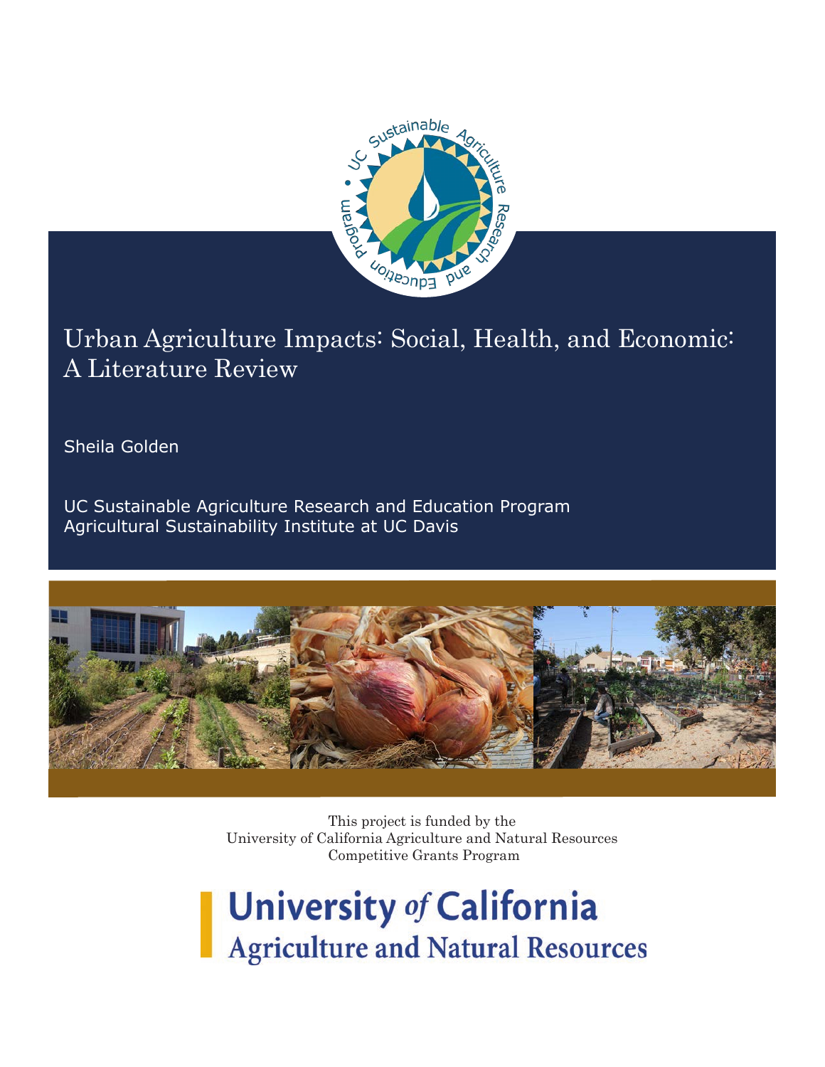# Urban Agriculture Impacts: Social, Health, and Economic: A Literature Review

Sheila Golden

UC Sustainable Agriculture Research and Education Program
Agricultural Sustainability Institute at UC Davis

This project is funded by the
University of California Agriculture and Natural Resources
Competitive Grants Program

University *of* California
Agriculture and Natural Resources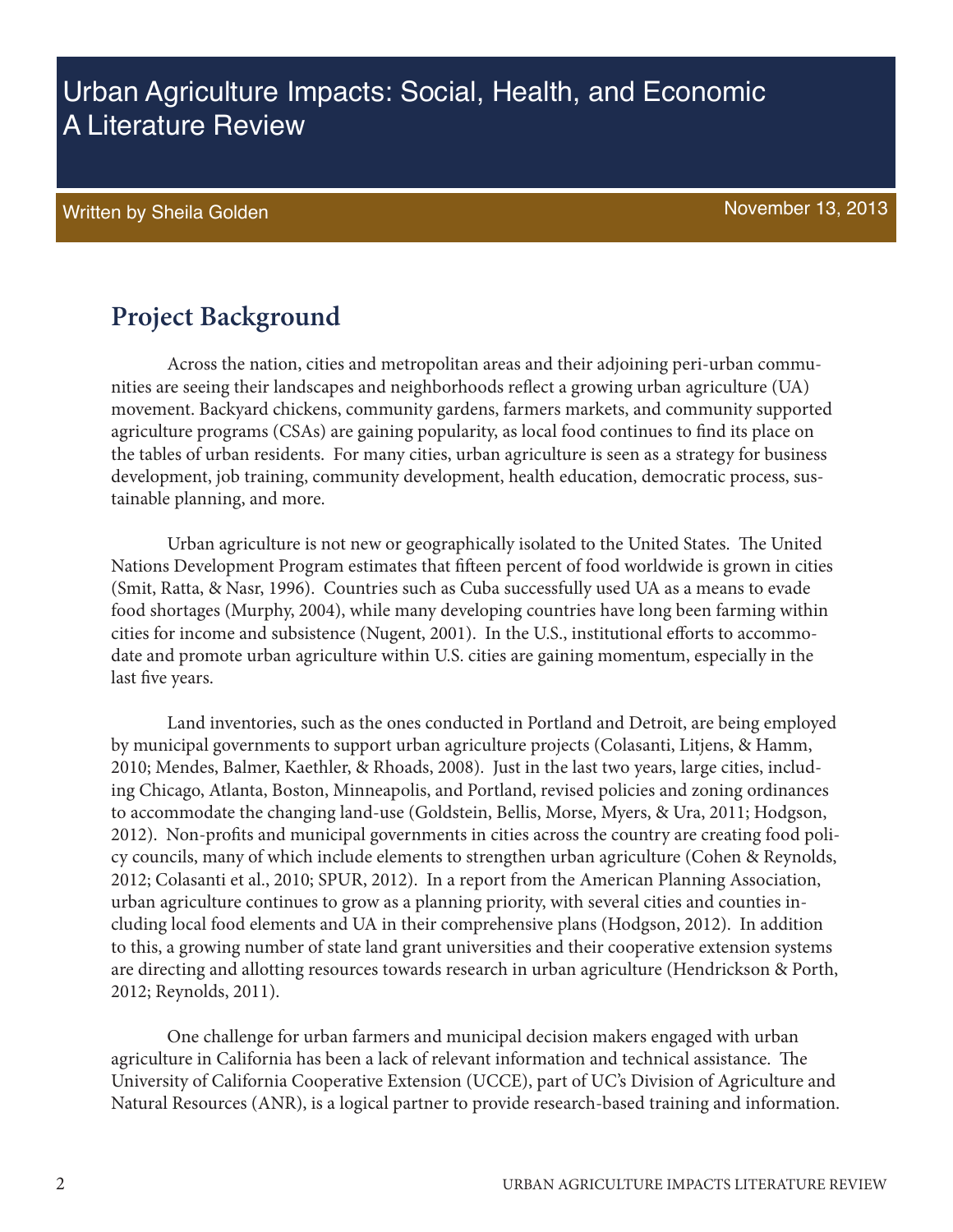# Urban Agriculture Impacts: Social, Health, and Economic A Literature Review

Written by Sheila Golden

November 13, 2013

## Project Background

Across the nation, cities and metropolitan areas and their adjoining peri-urban communities are seeing their landscapes and neighborhoods reflect a growing urban agriculture (UA) movement. Backyard chickens, community gardens, farmers markets, and community supported agriculture programs (CSAs) are gaining popularity, as local food continues to find its place on the tables of urban residents. For many cities, urban agriculture is seen as a strategy for business development, job training, community development, health education, democratic process, sustainable planning, and more.

Urban agriculture is not new or geographically isolated to the United States. The United Nations Development Program estimates that fifteen percent of food worldwide is grown in cities (Smit, Ratta, & Nasr, 1996). Countries such as Cuba successfully used UA as a means to evade food shortages (Murphy, 2004), while many developing countries have long been farming within cities for income and subsistence (Nugent, 2001). In the U.S., institutional efforts to accommodate and promote urban agriculture within U.S. cities are gaining momentum, especially in the last five years.

Land inventories, such as the ones conducted in Portland and Detroit, are being employed by municipal governments to support urban agriculture projects (Colasanti, Litjens, & Hamm, 2010; Mendes, Balmer, Kaethler, & Rhoads, 2008). Just in the last two years, large cities, including Chicago, Atlanta, Boston, Minneapolis, and Portland, revised policies and zoning ordinances to accommodate the changing land-use (Goldstein, Bellis, Morse, Myers, & Ura, 2011; Hodgson, 2012). Non-profits and municipal governments in cities across the country are creating food policy councils, many of which include elements to strengthen urban agriculture (Cohen & Reynolds, 2012; Colasanti et al., 2010; SPUR, 2012). In a report from the American Planning Association, urban agriculture continues to grow as a planning priority, with several cities and counties including local food elements and UA in their comprehensive plans (Hodgson, 2012). In addition to this, a growing number of state land grant universities and their cooperative extension systems are directing and allotting resources towards research in urban agriculture (Hendrickson & Porth, 2012; Reynolds, 2011).

One challenge for urban farmers and municipal decision makers engaged with urban agriculture in California has been a lack of relevant information and technical assistance. The University of California Cooperative Extension (UCCE), part of UC's Division of Agriculture and Natural Resources (ANR), is a logical partner to provide research-based training and information.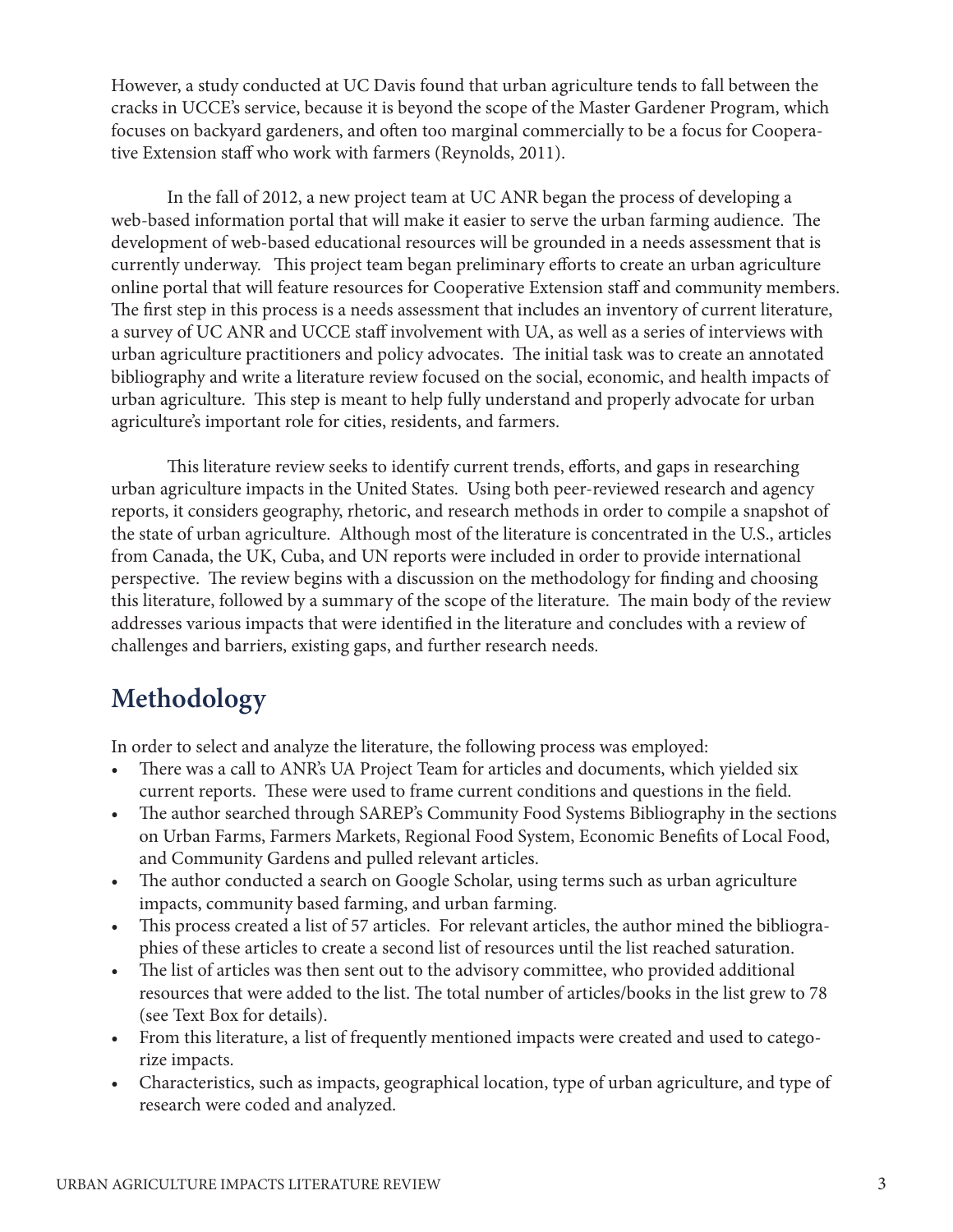However, a study conducted at UC Davis found that urban agriculture tends to fall between the cracks in UCCE's service, because it is beyond the scope of the Master Gardener Program, which focuses on backyard gardeners, and often too marginal commercially to be a focus for Cooperative Extension staff who work with farmers (Reynolds, 2011).

In the fall of 2012, a new project team at UC ANR began the process of developing a web-based information portal that will make it easier to serve the urban farming audience. The development of web-based educational resources will be grounded in a needs assessment that is currently underway. This project team began preliminary efforts to create an urban agriculture online portal that will feature resources for Cooperative Extension staff and community members. The first step in this process is a needs assessment that includes an inventory of current literature, a survey of UC ANR and UCCE staff involvement with UA, as well as a series of interviews with urban agriculture practitioners and policy advocates. The initial task was to create an annotated bibliography and write a literature review focused on the social, economic, and health impacts of urban agriculture. This step is meant to help fully understand and properly advocate for urban agriculture's important role for cities, residents, and farmers.

This literature review seeks to identify current trends, efforts, and gaps in researching urban agriculture impacts in the United States. Using both peer-reviewed research and agency reports, it considers geography, rhetoric, and research methods in order to compile a snapshot of the state of urban agriculture. Although most of the literature is concentrated in the U.S., articles from Canada, the UK, Cuba, and UN reports were included in order to provide international perspective. The review begins with a discussion on the methodology for finding and choosing this literature, followed by a summary of the scope of the literature. The main body of the review addresses various impacts that were identified in the literature and concludes with a review of challenges and barriers, existing gaps, and further research needs.

## Methodology

In order to select and analyze the literature, the following process was employed:

- There was a call to ANR's UA Project Team for articles and documents, which yielded six current reports. These were used to frame current conditions and questions in the field.
- The author searched through SAREP's Community Food Systems Bibliography in the sections on Urban Farms, Farmers Markets, Regional Food System, Economic Benefits of Local Food, and Community Gardens and pulled relevant articles.
- The author conducted a search on Google Scholar, using terms such as urban agriculture impacts, community based farming, and urban farming.
- This process created a list of 57 articles. For relevant articles, the author mined the bibliographies of these articles to create a second list of resources until the list reached saturation.
- The list of articles was then sent out to the advisory committee, who provided additional resources that were added to the list. The total number of articles/books in the list grew to 78 (see Text Box for details).
- From this literature, a list of frequently mentioned impacts were created and used to categorize impacts.
- Characteristics, such as impacts, geographical location, type of urban agriculture, and type of research were coded and analyzed.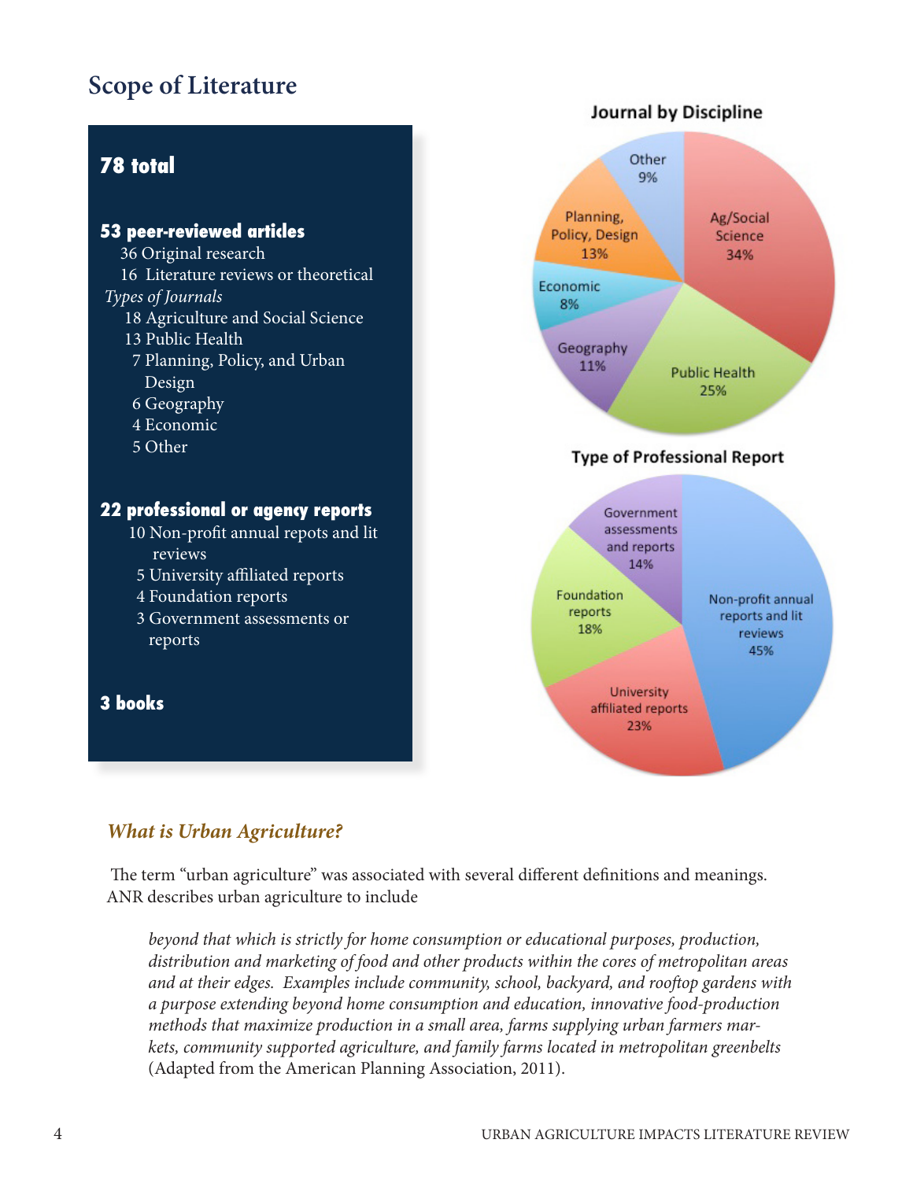## Scope of Literature

**78 total**

**53 peer-reviewed articles**

- 36 Original research
- 16 Literature reviews or theoretical

*Types of Journals*

- 18 Agriculture and Social Science
- 13 Public Health
- 7 Planning, Policy, and Urban Design
- 6 Geography
- 4 Economic
- 5 Other

**22 professional or agency reports**

- 10 Non-profit annual repots and lit reviews
- 5 University affiliated reports
- 4 Foundation reports
- 3 Government assessments or reports

**3 books**

**Journal by Discipline**

| Discipline | Percent |
|---|---|
| Ag/Social Science | 34% |
| Public Health | 25% |
| Planning, Policy, Design | 13% |
| Geography | 11% |
| Other | 9% |
| Economic | 8% |

**Type of Professional Report**

| Type | Percent |
|---|---|
| Non-profit annual reports and lit reviews | 45% |
| University affiliated reports | 23% |
| Foundation reports | 18% |
| Government assessments and reports | 14% |

### *What is Urban Agriculture?*

The term "urban agriculture" was associated with several different definitions and meanings. ANR describes urban agriculture to include

> *beyond that which is strictly for home consumption or educational purposes, production, distribution and marketing of food and other products within the cores of metropolitan areas and at their edges. Examples include community, school, backyard, and rooftop gardens with a purpose extending beyond home consumption and education, innovative food-production methods that maximize production in a small area, farms supplying urban farmers markets, community supported agriculture, and family farms located in metropolitan greenbelts* (Adapted from the American Planning Association, 2011).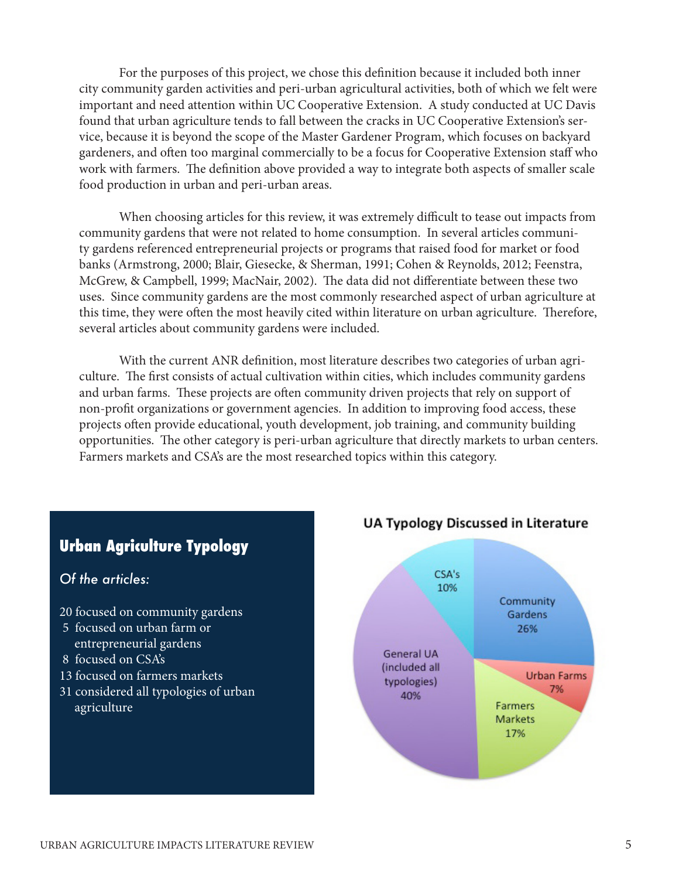For the purposes of this project, we chose this definition because it included both inner city community garden activities and peri-urban agricultural activities, both of which we felt were important and need attention within UC Cooperative Extension. A study conducted at UC Davis found that urban agriculture tends to fall between the cracks in UC Cooperative Extension's service, because it is beyond the scope of the Master Gardener Program, which focuses on backyard gardeners, and often too marginal commercially to be a focus for Cooperative Extension staff who work with farmers. The definition above provided a way to integrate both aspects of smaller scale food production in urban and peri-urban areas.

When choosing articles for this review, it was extremely difficult to tease out impacts from community gardens that were not related to home consumption. In several articles community gardens referenced entrepreneurial projects or programs that raised food for market or food banks (Armstrong, 2000; Blair, Giesecke, & Sherman, 1991; Cohen & Reynolds, 2012; Feenstra, McGrew, & Campbell, 1999; MacNair, 2002). The data did not differentiate between these two uses. Since community gardens are the most commonly researched aspect of urban agriculture at this time, they were often the most heavily cited within literature on urban agriculture. Therefore, several articles about community gardens were included.

With the current ANR definition, most literature describes two categories of urban agriculture. The first consists of actual cultivation within cities, which includes community gardens and urban farms. These projects are often community driven projects that rely on support of non-profit organizations or government agencies. In addition to improving food access, these projects often provide educational, youth development, job training, and community building opportunities. The other category is peri-urban agriculture that directly markets to urban centers. Farmers markets and CSA's are the most researched topics within this category.

## Urban Agriculture Typology

*Of the articles:*

- 20 focused on community gardens
- 5 focused on urban farm or entrepreneurial gardens
- 8 focused on CSA's
- 13 focused on farmers markets
- 31 considered all typologies of urban agriculture

**UA Typology Discussed in Literature**

| Typology | Percent |
|---|---|
| Community Gardens | 26% |
| Urban Farms | 7% |
| Farmers Markets | 17% |
| General UA (included all typologies) | 40% |
| CSA's | 10% |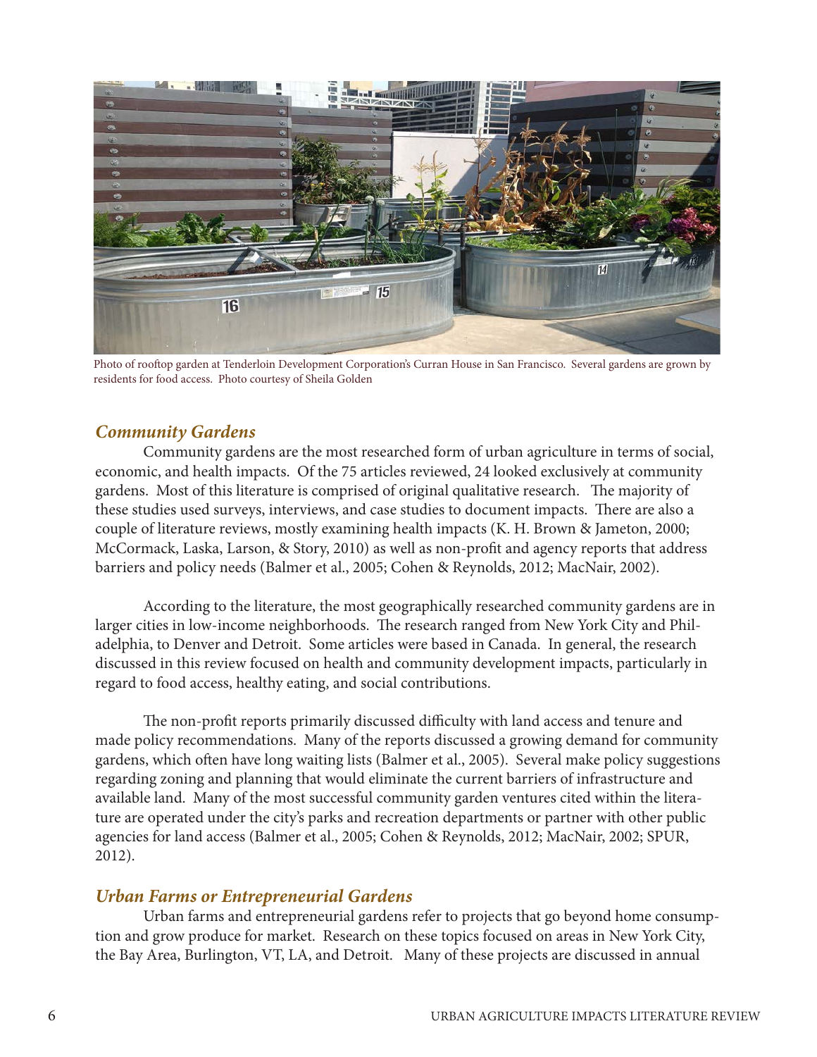Photo of rooftop garden at Tenderloin Development Corporation's Curran House in San Francisco. Several gardens are grown by residents for food access. Photo courtesy of Sheila Golden

### *Community Gardens*

Community gardens are the most researched form of urban agriculture in terms of social, economic, and health impacts. Of the 75 articles reviewed, 24 looked exclusively at community gardens. Most of this literature is comprised of original qualitative research. The majority of these studies used surveys, interviews, and case studies to document impacts. There are also a couple of literature reviews, mostly examining health impacts (K. H. Brown & Jameton, 2000; McCormack, Laska, Larson, & Story, 2010) as well as non-profit and agency reports that address barriers and policy needs (Balmer et al., 2005; Cohen & Reynolds, 2012; MacNair, 2002).

According to the literature, the most geographically researched community gardens are in larger cities in low-income neighborhoods. The research ranged from New York City and Philadelphia, to Denver and Detroit. Some articles were based in Canada. In general, the research discussed in this review focused on health and community development impacts, particularly in regard to food access, healthy eating, and social contributions.

The non-profit reports primarily discussed difficulty with land access and tenure and made policy recommendations. Many of the reports discussed a growing demand for community gardens, which often have long waiting lists (Balmer et al., 2005). Several make policy suggestions regarding zoning and planning that would eliminate the current barriers of infrastructure and available land. Many of the most successful community garden ventures cited within the literature are operated under the city's parks and recreation departments or partner with other public agencies for land access (Balmer et al., 2005; Cohen & Reynolds, 2012; MacNair, 2002; SPUR, 2012).

### *Urban Farms or Entrepreneurial Gardens*

Urban farms and entrepreneurial gardens refer to projects that go beyond home consumption and grow produce for market. Research on these topics focused on areas in New York City, the Bay Area, Burlington, VT, LA, and Detroit. Many of these projects are discussed in annual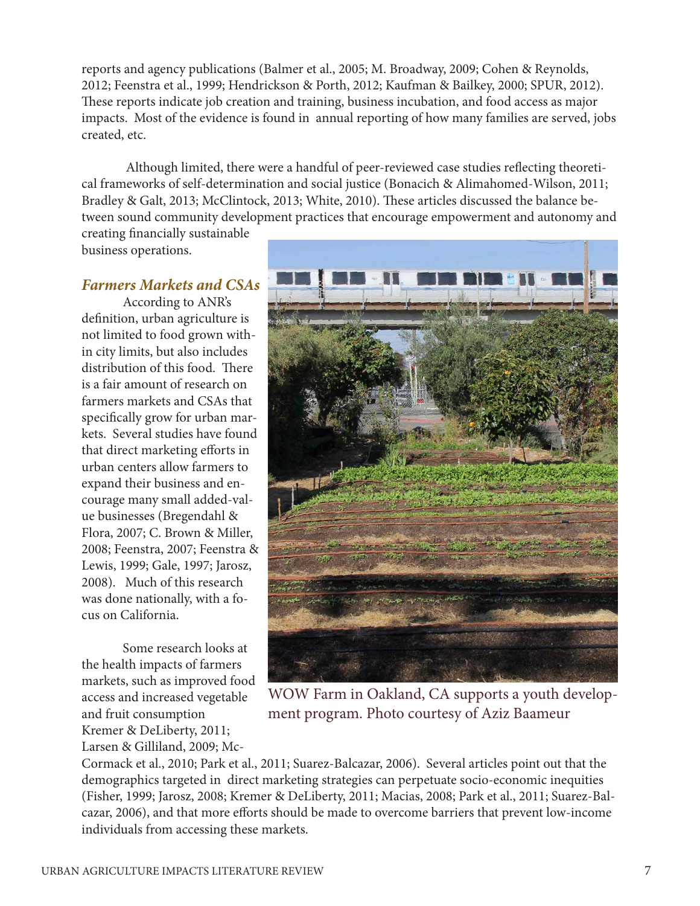reports and agency publications (Balmer et al., 2005; M. Broadway, 2009; Cohen & Reynolds, 2012; Feenstra et al., 1999; Hendrickson & Porth, 2012; Kaufman & Bailkey, 2000; SPUR, 2012). These reports indicate job creation and training, business incubation, and food access as major impacts. Most of the evidence is found in annual reporting of how many families are served, jobs created, etc.

Although limited, there were a handful of peer-reviewed case studies reflecting theoretical frameworks of self-determination and social justice (Bonacich & Alimahomed-Wilson, 2011; Bradley & Galt, 2013; McClintock, 2013; White, 2010). These articles discussed the balance between sound community development practices that encourage empowerment and autonomy and creating financially sustainable business operations.

### *Farmers Markets and CSAs*

According to ANR's definition, urban agriculture is not limited to food grown within city limits, but also includes distribution of this food. There is a fair amount of research on farmers markets and CSAs that specifically grow for urban markets. Several studies have found that direct marketing efforts in urban centers allow farmers to expand their business and encourage many small added-value businesses (Bregendahl & Flora, 2007; C. Brown & Miller, 2008; Feenstra, 2007; Feenstra & Lewis, 1999; Gale, 1997; Jarosz, 2008). Much of this research was done nationally, with a focus on California.

WOW Farm in Oakland, CA supports a youth development program. Photo courtesy of Aziz Baameur

Some research looks at the health impacts of farmers markets, such as improved food access and increased vegetable and fruit consumption Kremer & DeLiberty, 2011; Larsen & Gilliland, 2009; McCormack et al., 2010; Park et al., 2011; Suarez-Balcazar, 2006). Several articles point out that the demographics targeted in direct marketing strategies can perpetuate socio-economic inequities (Fisher, 1999; Jarosz, 2008; Kremer & DeLiberty, 2011; Macias, 2008; Park et al., 2011; Suarez-Balcazar, 2006), and that more efforts should be made to overcome barriers that prevent low-income individuals from accessing these markets.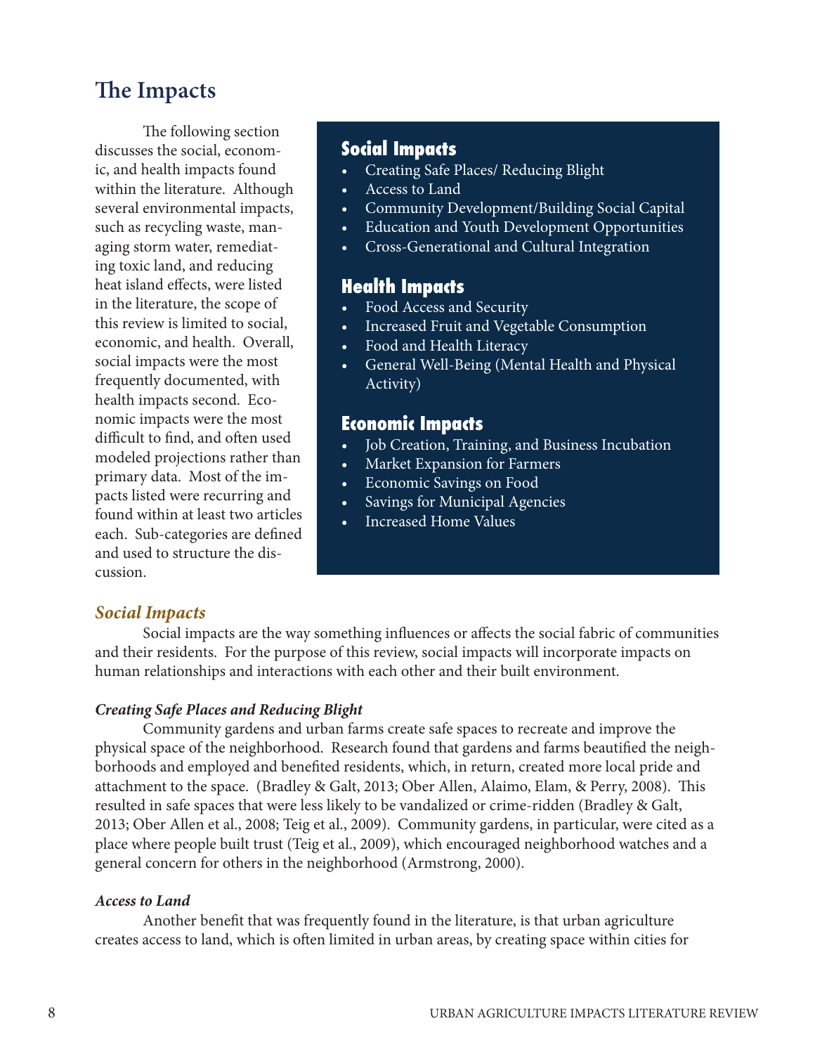# The Impacts

The following section discusses the social, economic, and health impacts found within the literature. Although several environmental impacts, such as recycling waste, managing storm water, remediating toxic land, and reducing heat island effects, were listed in the literature, the scope of this review is limited to social, economic, and health. Overall, social impacts were the most frequently documented, with health impacts second. Economic impacts were the most difficult to find, and often used modeled projections rather than primary data. Most of the impacts listed were recurring and found within at least two articles each. Sub-categories are defined and used to structure the discussion.

**Social Impacts**

- Creating Safe Places/ Reducing Blight
- Access to Land
- Community Development/Building Social Capital
- Education and Youth Development Opportunities
- Cross-Generational and Cultural Integration

**Health Impacts**

- Food Access and Security
- Increased Fruit and Vegetable Consumption
- Food and Health Literacy
- General Well-Being (Mental Health and Physical Activity)

**Economic Impacts**

- Job Creation, Training, and Business Incubation
- Market Expansion for Farmers
- Economic Savings on Food
- Savings for Municipal Agencies
- Increased Home Values

## *Social Impacts*

Social impacts are the way something influences or affects the social fabric of communities and their residents. For the purpose of this review, social impacts will incorporate impacts on human relationships and interactions with each other and their built environment.

### *Creating Safe Places and Reducing Blight*

Community gardens and urban farms create safe spaces to recreate and improve the physical space of the neighborhood. Research found that gardens and farms beautified the neighborhoods and employed and benefited residents, which, in return, created more local pride and attachment to the space. (Bradley & Galt, 2013; Ober Allen, Alaimo, Elam, & Perry, 2008). This resulted in safe spaces that were less likely to be vandalized or crime-ridden (Bradley & Galt, 2013; Ober Allen et al., 2008; Teig et al., 2009). Community gardens, in particular, were cited as a place where people built trust (Teig et al., 2009), which encouraged neighborhood watches and a general concern for others in the neighborhood (Armstrong, 2000).

### *Access to Land*

Another benefit that was frequently found in the literature, is that urban agriculture creates access to land, which is often limited in urban areas, by creating space within cities for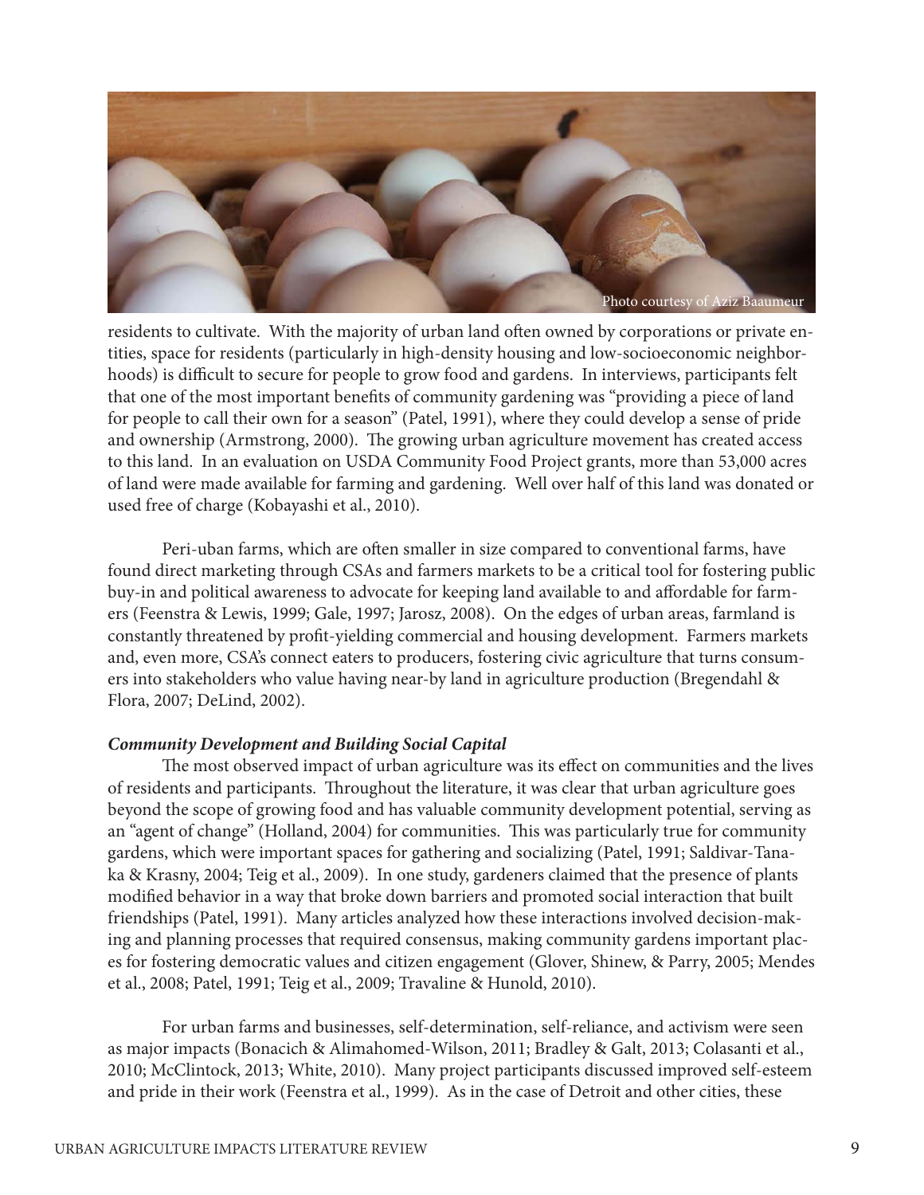Photo courtesy of Aziz Baaumeur

residents to cultivate. With the majority of urban land often owned by corporations or private entities, space for residents (particularly in high-density housing and low-socioeconomic neighborhoods) is difficult to secure for people to grow food and gardens. In interviews, participants felt that one of the most important benefits of community gardening was "providing a piece of land for people to call their own for a season" (Patel, 1991), where they could develop a sense of pride and ownership (Armstrong, 2000). The growing urban agriculture movement has created access to this land. In an evaluation on USDA Community Food Project grants, more than 53,000 acres of land were made available for farming and gardening. Well over half of this land was donated or used free of charge (Kobayashi et al., 2010).

Peri-uban farms, which are often smaller in size compared to conventional farms, have found direct marketing through CSAs and farmers markets to be a critical tool for fostering public buy-in and political awareness to advocate for keeping land available to and affordable for farmers (Feenstra & Lewis, 1999; Gale, 1997; Jarosz, 2008). On the edges of urban areas, farmland is constantly threatened by profit-yielding commercial and housing development. Farmers markets and, even more, CSA's connect eaters to producers, fostering civic agriculture that turns consumers into stakeholders who value having near-by land in agriculture production (Bregendahl & Flora, 2007; DeLind, 2002).

***Community Development and Building Social Capital***

The most observed impact of urban agriculture was its effect on communities and the lives of residents and participants. Throughout the literature, it was clear that urban agriculture goes beyond the scope of growing food and has valuable community development potential, serving as an "agent of change" (Holland, 2004) for communities. This was particularly true for community gardens, which were important spaces for gathering and socializing (Patel, 1991; Saldivar-Tanaka & Krasny, 2004; Teig et al., 2009). In one study, gardeners claimed that the presence of plants modified behavior in a way that broke down barriers and promoted social interaction that built friendships (Patel, 1991). Many articles analyzed how these interactions involved decision-making and planning processes that required consensus, making community gardens important places for fostering democratic values and citizen engagement (Glover, Shinew, & Parry, 2005; Mendes et al., 2008; Patel, 1991; Teig et al., 2009; Travaline & Hunold, 2010).

For urban farms and businesses, self-determination, self-reliance, and activism were seen as major impacts (Bonacich & Alimahomed-Wilson, 2011; Bradley & Galt, 2013; Colasanti et al., 2010; McClintock, 2013; White, 2010). Many project participants discussed improved self-esteem and pride in their work (Feenstra et al., 1999). As in the case of Detroit and other cities, these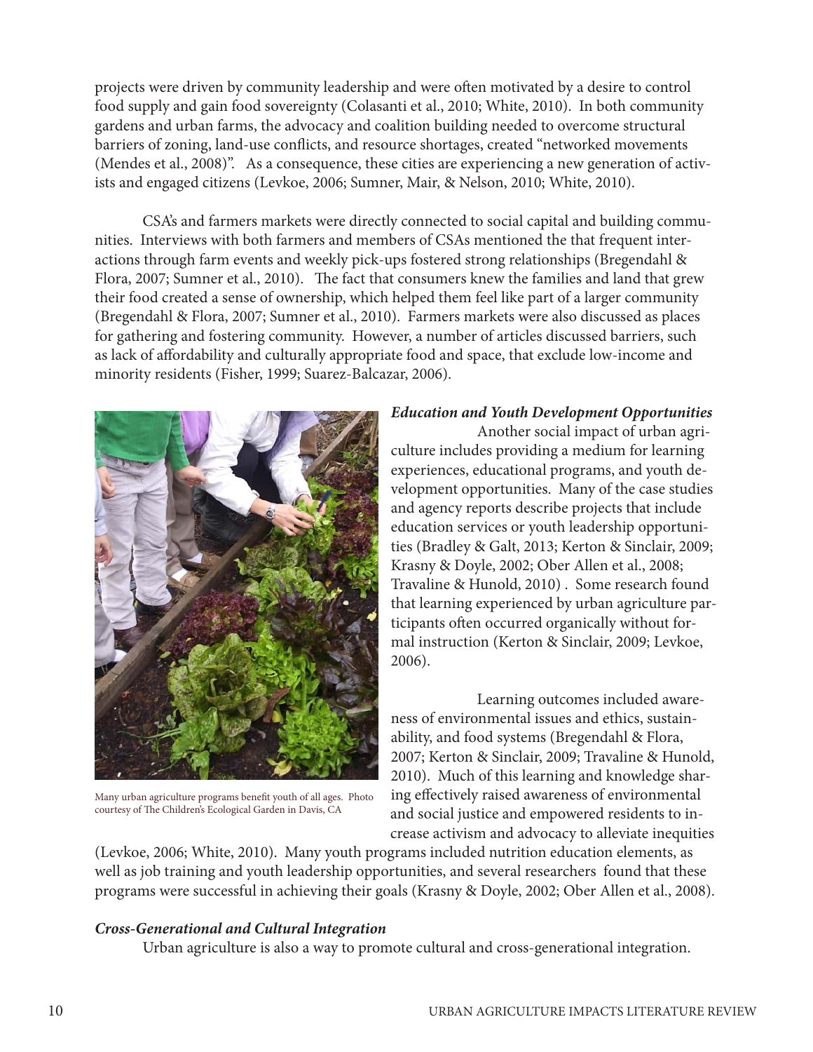projects were driven by community leadership and were often motivated by a desire to control food supply and gain food sovereignty (Colasanti et al., 2010; White, 2010). In both community gardens and urban farms, the advocacy and coalition building needed to overcome structural barriers of zoning, land-use conflicts, and resource shortages, created "networked movements (Mendes et al., 2008)". As a consequence, these cities are experiencing a new generation of activists and engaged citizens (Levkoe, 2006; Sumner, Mair, & Nelson, 2010; White, 2010).

CSA's and farmers markets were directly connected to social capital and building communities. Interviews with both farmers and members of CSAs mentioned the that frequent interactions through farm events and weekly pick-ups fostered strong relationships (Bregendahl & Flora, 2007; Sumner et al., 2010). The fact that consumers knew the families and land that grew their food created a sense of ownership, which helped them feel like part of a larger community (Bregendahl & Flora, 2007; Sumner et al., 2010). Farmers markets were also discussed as places for gathering and fostering community. However, a number of articles discussed barriers, such as lack of affordability and culturally appropriate food and space, that exclude low-income and minority residents (Fisher, 1999; Suarez-Balcazar, 2006).

Many urban agriculture programs benefit youth of all ages. Photo courtesy of The Children's Ecological Garden in Davis, CA

***Education and Youth Development Opportunities***

Another social impact of urban agriculture includes providing a medium for learning experiences, educational programs, and youth development opportunities. Many of the case studies and agency reports describe projects that include education services or youth leadership opportunities (Bradley & Galt, 2013; Kerton & Sinclair, 2009; Krasny & Doyle, 2002; Ober Allen et al., 2008; Travaline & Hunold, 2010) . Some research found that learning experienced by urban agriculture participants often occurred organically without formal instruction (Kerton & Sinclair, 2009; Levkoe, 2006).

Learning outcomes included awareness of environmental issues and ethics, sustainability, and food systems (Bregendahl & Flora, 2007; Kerton & Sinclair, 2009; Travaline & Hunold, 2010). Much of this learning and knowledge sharing effectively raised awareness of environmental and social justice and empowered residents to increase activism and advocacy to alleviate inequities (Levkoe, 2006; White, 2010). Many youth programs included nutrition education elements, as well as job training and youth leadership opportunities, and several researchers found that these programs were successful in achieving their goals (Krasny & Doyle, 2002; Ober Allen et al., 2008).

***Cross-Generational and Cultural Integration***

Urban agriculture is also a way to promote cultural and cross-generational integration.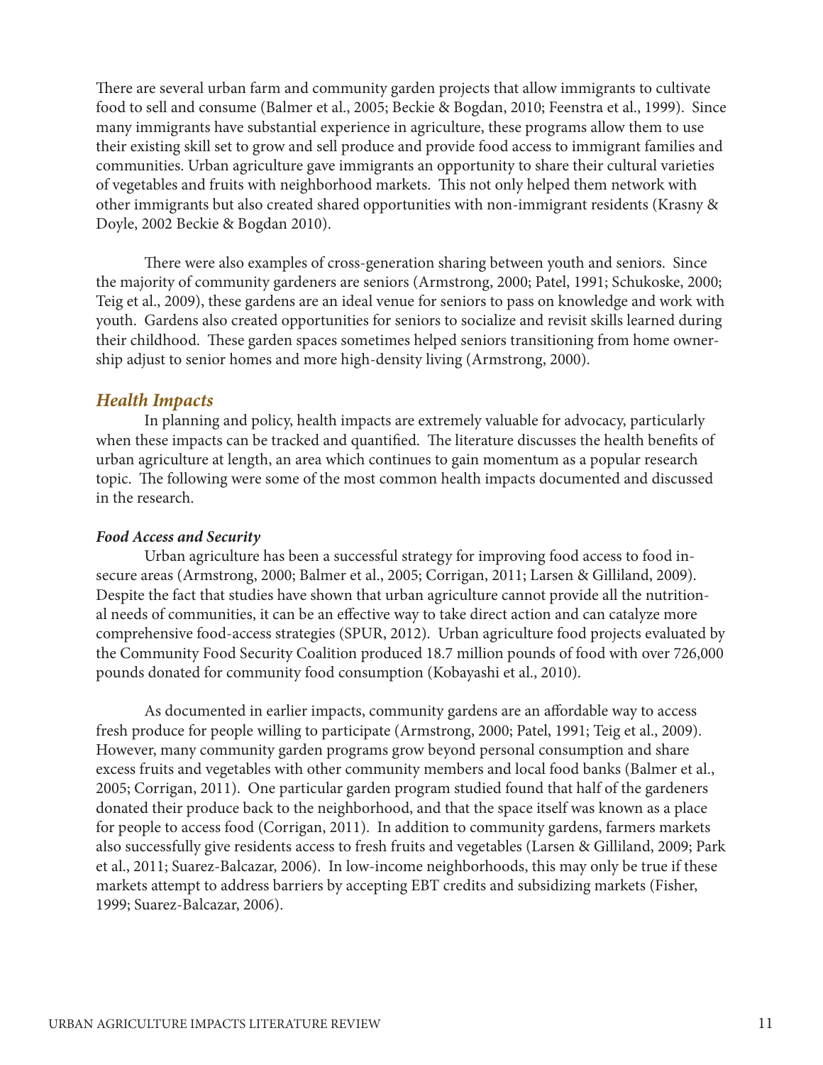There are several urban farm and community garden projects that allow immigrants to cultivate food to sell and consume (Balmer et al., 2005; Beckie & Bogdan, 2010; Feenstra et al., 1999). Since many immigrants have substantial experience in agriculture, these programs allow them to use their existing skill set to grow and sell produce and provide food access to immigrant families and communities. Urban agriculture gave immigrants an opportunity to share their cultural varieties of vegetables and fruits with neighborhood markets. This not only helped them network with other immigrants but also created shared opportunities with non-immigrant residents (Krasny & Doyle, 2002 Beckie & Bogdan 2010).

There were also examples of cross-generation sharing between youth and seniors. Since the majority of community gardeners are seniors (Armstrong, 2000; Patel, 1991; Schukoske, 2000; Teig et al., 2009), these gardens are an ideal venue for seniors to pass on knowledge and work with youth. Gardens also created opportunities for seniors to socialize and revisit skills learned during their childhood. These garden spaces sometimes helped seniors transitioning from home ownership adjust to senior homes and more high-density living (Armstrong, 2000).

## *Health Impacts*

In planning and policy, health impacts are extremely valuable for advocacy, particularly when these impacts can be tracked and quantified. The literature discusses the health benefits of urban agriculture at length, an area which continues to gain momentum as a popular research topic. The following were some of the most common health impacts documented and discussed in the research.

### ***Food Access and Security***

Urban agriculture has been a successful strategy for improving food access to food insecure areas (Armstrong, 2000; Balmer et al., 2005; Corrigan, 2011; Larsen & Gilliland, 2009). Despite the fact that studies have shown that urban agriculture cannot provide all the nutritional needs of communities, it can be an effective way to take direct action and can catalyze more comprehensive food-access strategies (SPUR, 2012). Urban agriculture food projects evaluated by the Community Food Security Coalition produced 18.7 million pounds of food with over 726,000 pounds donated for community food consumption (Kobayashi et al., 2010).

As documented in earlier impacts, community gardens are an affordable way to access fresh produce for people willing to participate (Armstrong, 2000; Patel, 1991; Teig et al., 2009). However, many community garden programs grow beyond personal consumption and share excess fruits and vegetables with other community members and local food banks (Balmer et al., 2005; Corrigan, 2011). One particular garden program studied found that half of the gardeners donated their produce back to the neighborhood, and that the space itself was known as a place for people to access food (Corrigan, 2011). In addition to community gardens, farmers markets also successfully give residents access to fresh fruits and vegetables (Larsen & Gilliland, 2009; Park et al., 2011; Suarez-Balcazar, 2006). In low-income neighborhoods, this may only be true if these markets attempt to address barriers by accepting EBT credits and subsidizing markets (Fisher, 1999; Suarez-Balcazar, 2006).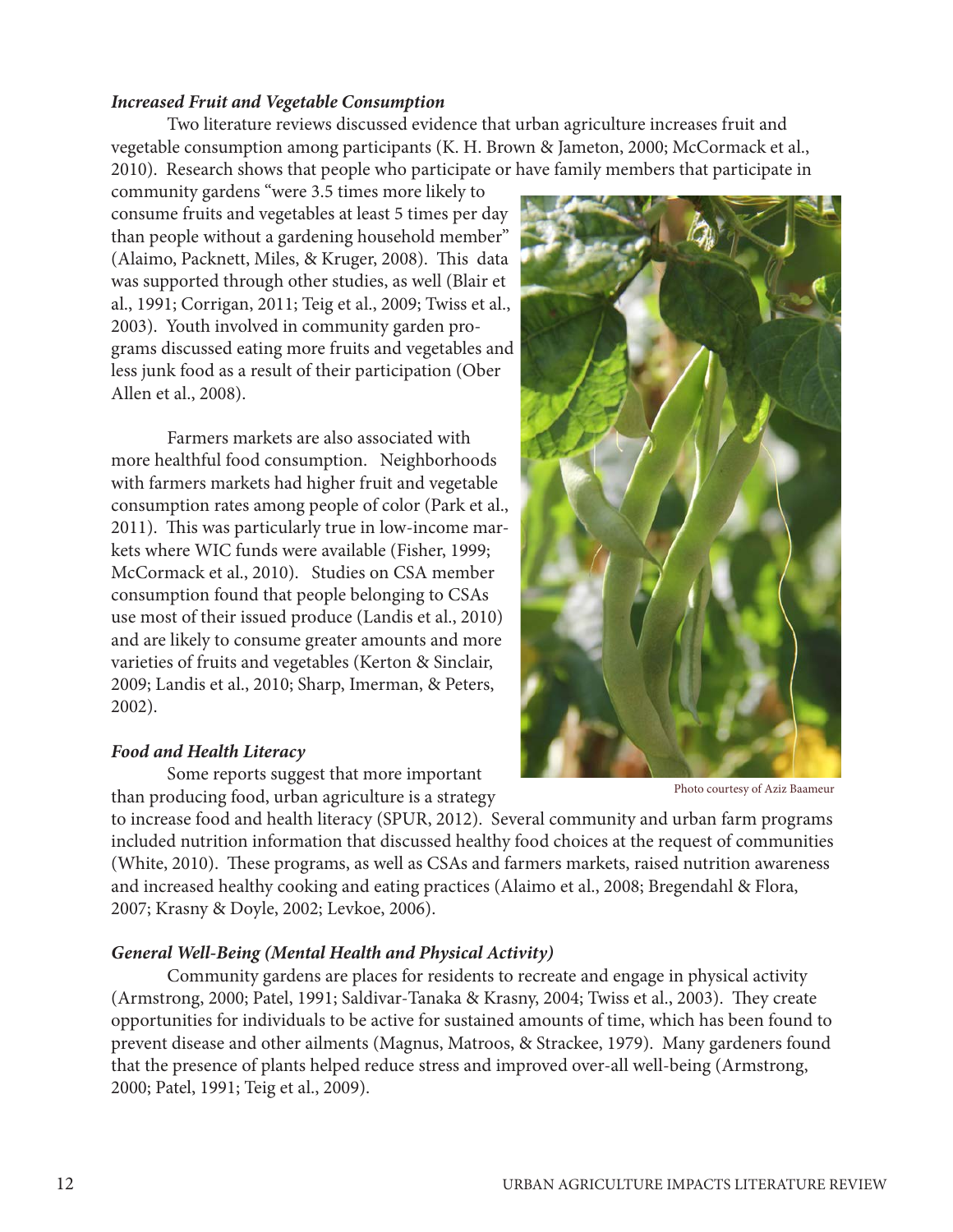### *Increased Fruit and Vegetable Consumption*

Two literature reviews discussed evidence that urban agriculture increases fruit and vegetable consumption among participants (K. H. Brown & Jameton, 2000; McCormack et al., 2010). Research shows that people who participate or have family members that participate in community gardens "were 3.5 times more likely to consume fruits and vegetables at least 5 times per day than people without a gardening household member" (Alaimo, Packnett, Miles, & Kruger, 2008). This data was supported through other studies, as well (Blair et al., 1991; Corrigan, 2011; Teig et al., 2009; Twiss et al., 2003). Youth involved in community garden programs discussed eating more fruits and vegetables and less junk food as a result of their participation (Ober Allen et al., 2008).

Farmers markets are also associated with more healthful food consumption. Neighborhoods with farmers markets had higher fruit and vegetable consumption rates among people of color (Park et al., 2011). This was particularly true in low-income markets where WIC funds were available (Fisher, 1999; McCormack et al., 2010). Studies on CSA member consumption found that people belonging to CSAs use most of their issued produce (Landis et al., 2010) and are likely to consume greater amounts and more varieties of fruits and vegetables (Kerton & Sinclair, 2009; Landis et al., 2010; Sharp, Imerman, & Peters, 2002).

Photo courtesy of Aziz Baameur

### *Food and Health Literacy*

Some reports suggest that more important than producing food, urban agriculture is a strategy to increase food and health literacy (SPUR, 2012). Several community and urban farm programs included nutrition information that discussed healthy food choices at the request of communities (White, 2010). These programs, as well as CSAs and farmers markets, raised nutrition awareness and increased healthy cooking and eating practices (Alaimo et al., 2008; Bregendahl & Flora, 2007; Krasny & Doyle, 2002; Levkoe, 2006).

### *General Well-Being (Mental Health and Physical Activity)*

Community gardens are places for residents to recreate and engage in physical activity (Armstrong, 2000; Patel, 1991; Saldivar-Tanaka & Krasny, 2004; Twiss et al., 2003). They create opportunities for individuals to be active for sustained amounts of time, which has been found to prevent disease and other ailments (Magnus, Matroos, & Strackee, 1979). Many gardeners found that the presence of plants helped reduce stress and improved over-all well-being (Armstrong, 2000; Patel, 1991; Teig et al., 2009).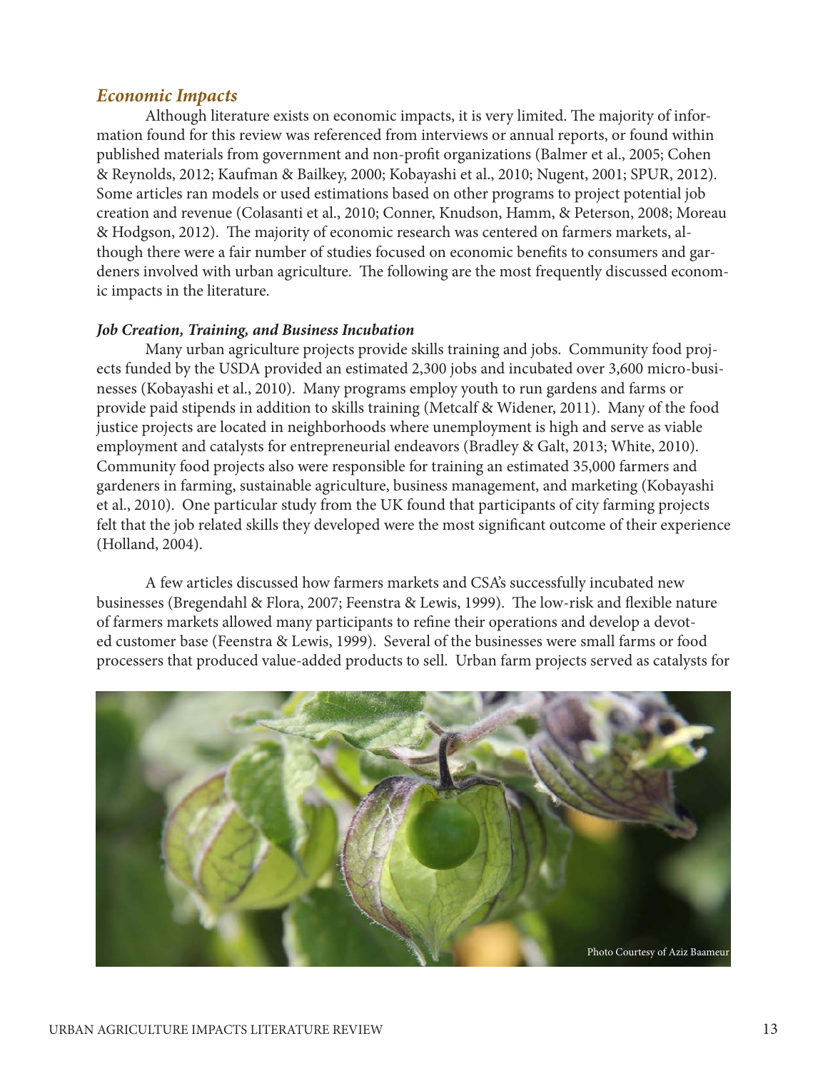## *Economic Impacts*

Although literature exists on economic impacts, it is very limited. The majority of information found for this review was referenced from interviews or annual reports, or found within published materials from government and non-profit organizations (Balmer et al., 2005; Cohen & Reynolds, 2012; Kaufman & Bailkey, 2000; Kobayashi et al., 2010; Nugent, 2001; SPUR, 2012). Some articles ran models or used estimations based on other programs to project potential job creation and revenue (Colasanti et al., 2010; Conner, Knudson, Hamm, & Peterson, 2008; Moreau & Hodgson, 2012). The majority of economic research was centered on farmers markets, although there were a fair number of studies focused on economic benefits to consumers and gardeners involved with urban agriculture. The following are the most frequently discussed economic impacts in the literature.

### ***Job Creation, Training, and Business Incubation***

Many urban agriculture projects provide skills training and jobs. Community food projects funded by the USDA provided an estimated 2,300 jobs and incubated over 3,600 micro-businesses (Kobayashi et al., 2010). Many programs employ youth to run gardens and farms or provide paid stipends in addition to skills training (Metcalf & Widener, 2011). Many of the food justice projects are located in neighborhoods where unemployment is high and serve as viable employment and catalysts for entrepreneurial endeavors (Bradley & Galt, 2013; White, 2010). Community food projects also were responsible for training an estimated 35,000 farmers and gardeners in farming, sustainable agriculture, business management, and marketing (Kobayashi et al., 2010). One particular study from the UK found that participants of city farming projects felt that the job related skills they developed were the most significant outcome of their experience (Holland, 2004).

A few articles discussed how farmers markets and CSA's successfully incubated new businesses (Bregendahl & Flora, 2007; Feenstra & Lewis, 1999). The low-risk and flexible nature of farmers markets allowed many participants to refine their operations and develop a devoted customer base (Feenstra & Lewis, 1999). Several of the businesses were small farms or food processers that produced value-added products to sell. Urban farm projects served as catalysts for

Photo Courtesy of Aziz Baameur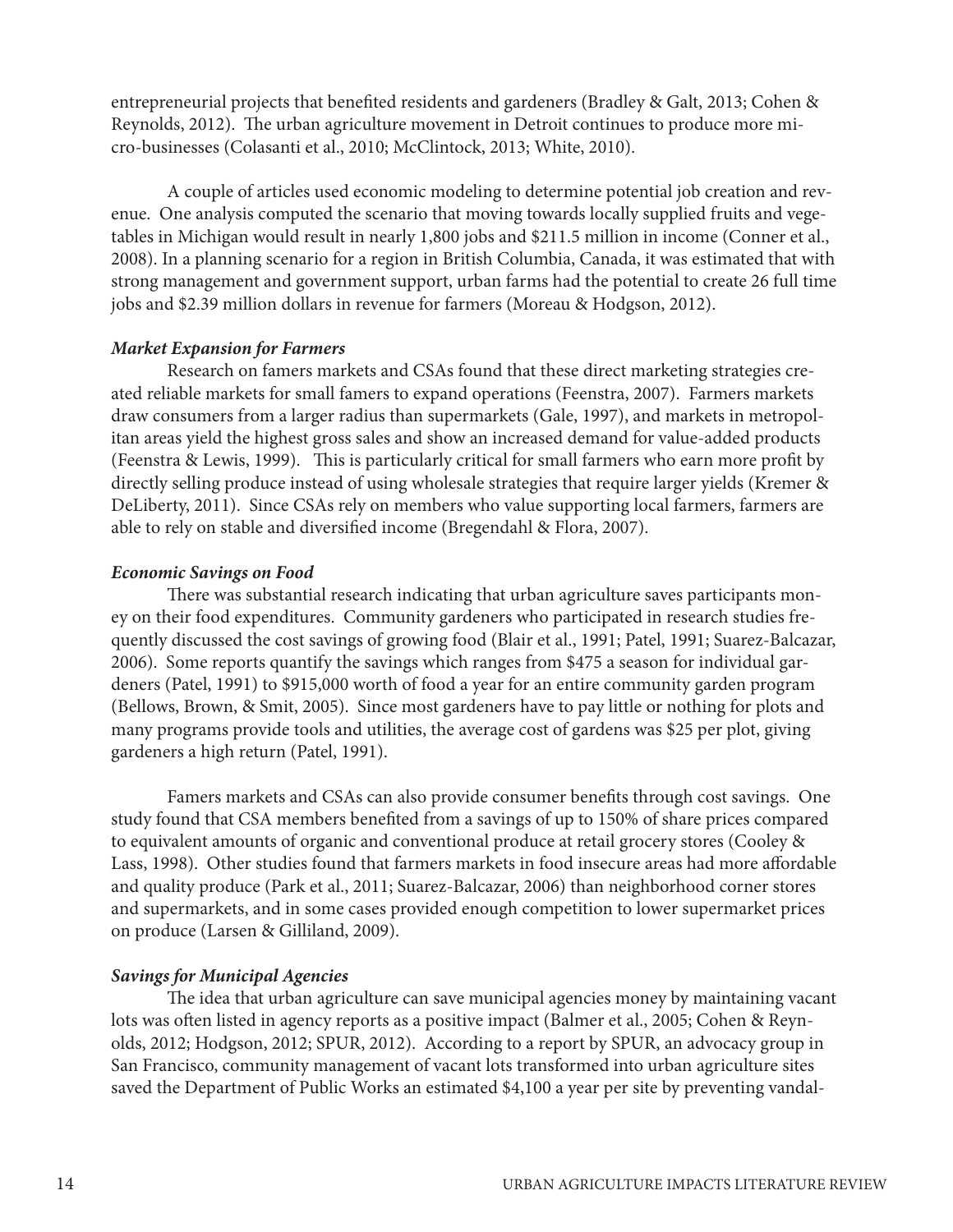entrepreneurial projects that benefited residents and gardeners (Bradley & Galt, 2013; Cohen & Reynolds, 2012). The urban agriculture movement in Detroit continues to produce more micro-businesses (Colasanti et al., 2010; McClintock, 2013; White, 2010).

A couple of articles used economic modeling to determine potential job creation and revenue. One analysis computed the scenario that moving towards locally supplied fruits and vegetables in Michigan would result in nearly 1,800 jobs and $211.5 million in income (Conner et al., 2008). In a planning scenario for a region in British Columbia, Canada, it was estimated that with strong management and government support, urban farms had the potential to create 26 full time jobs and $2.39 million dollars in revenue for farmers (Moreau & Hodgson, 2012).

***Market Expansion for Farmers***

Research on famers markets and CSAs found that these direct marketing strategies created reliable markets for small famers to expand operations (Feenstra, 2007). Farmers markets draw consumers from a larger radius than supermarkets (Gale, 1997), and markets in metropolitan areas yield the highest gross sales and show an increased demand for value-added products (Feenstra & Lewis, 1999). This is particularly critical for small farmers who earn more profit by directly selling produce instead of using wholesale strategies that require larger yields (Kremer & DeLiberty, 2011). Since CSAs rely on members who value supporting local farmers, farmers are able to rely on stable and diversified income (Bregendahl & Flora, 2007).

***Economic Savings on Food***

There was substantial research indicating that urban agriculture saves participants money on their food expenditures. Community gardeners who participated in research studies frequently discussed the cost savings of growing food (Blair et al., 1991; Patel, 1991; Suarez-Balcazar, 2006). Some reports quantify the savings which ranges from $475 a season for individual gardeners (Patel, 1991) to $915,000 worth of food a year for an entire community garden program (Bellows, Brown, & Smit, 2005). Since most gardeners have to pay little or nothing for plots and many programs provide tools and utilities, the average cost of gardens was $25 per plot, giving gardeners a high return (Patel, 1991).

Famers markets and CSAs can also provide consumer benefits through cost savings. One study found that CSA members benefited from a savings of up to 150% of share prices compared to equivalent amounts of organic and conventional produce at retail grocery stores (Cooley & Lass, 1998). Other studies found that farmers markets in food insecure areas had more affordable and quality produce (Park et al., 2011; Suarez-Balcazar, 2006) than neighborhood corner stores and supermarkets, and in some cases provided enough competition to lower supermarket prices on produce (Larsen & Gilliland, 2009).

***Savings for Municipal Agencies***

The idea that urban agriculture can save municipal agencies money by maintaining vacant lots was often listed in agency reports as a positive impact (Balmer et al., 2005; Cohen & Reynolds, 2012; Hodgson, 2012; SPUR, 2012). According to a report by SPUR, an advocacy group in San Francisco, community management of vacant lots transformed into urban agriculture sites saved the Department of Public Works an estimated $4,100 a year per site by preventing vandal-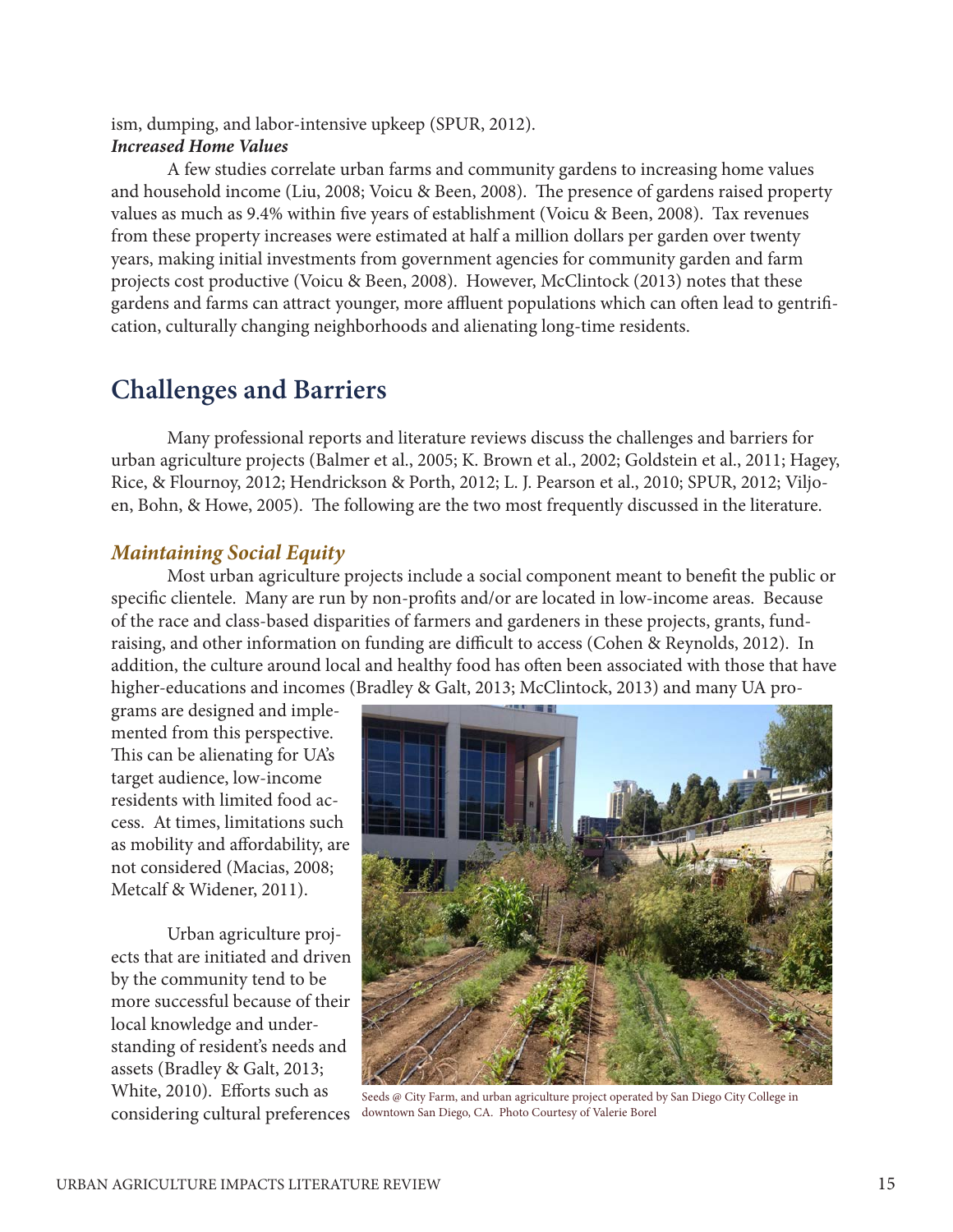ism, dumping, and labor-intensive upkeep (SPUR, 2012).

***Increased Home Values***

A few studies correlate urban farms and community gardens to increasing home values and household income (Liu, 2008; Voicu & Been, 2008). The presence of gardens raised property values as much as 9.4% within five years of establishment (Voicu & Been, 2008). Tax revenues from these property increases were estimated at half a million dollars per garden over twenty years, making initial investments from government agencies for community garden and farm projects cost productive (Voicu & Been, 2008). However, McClintock (2013) notes that these gardens and farms can attract younger, more affluent populations which can often lead to gentrification, culturally changing neighborhoods and alienating long-time residents.

## Challenges and Barriers

Many professional reports and literature reviews discuss the challenges and barriers for urban agriculture projects (Balmer et al., 2005; K. Brown et al., 2002; Goldstein et al., 2011; Hagey, Rice, & Flournoy, 2012; Hendrickson & Porth, 2012; L. J. Pearson et al., 2010; SPUR, 2012; Viljoen, Bohn, & Howe, 2005). The following are the two most frequently discussed in the literature.

### *Maintaining Social Equity*

Most urban agriculture projects include a social component meant to benefit the public or specific clientele. Many are run by non-profits and/or are located in low-income areas. Because of the race and class-based disparities of farmers and gardeners in these projects, grants, fundraising, and other information on funding are difficult to access (Cohen & Reynolds, 2012). In addition, the culture around local and healthy food has often been associated with those that have higher-educations and incomes (Bradley & Galt, 2013; McClintock, 2013) and many UA programs are designed and implemented from this perspective. This can be alienating for UA's target audience, low-income residents with limited food access. At times, limitations such as mobility and affordability, are not considered (Macias, 2008; Metcalf & Widener, 2011).

Urban agriculture projects that are initiated and driven by the community tend to be more successful because of their local knowledge and understanding of resident's needs and assets (Bradley & Galt, 2013; White, 2010). Efforts such as considering cultural preferences

Seeds @ City Farm, and urban agriculture project operated by San Diego City College in downtown San Diego, CA. Photo Courtesy of Valerie Borel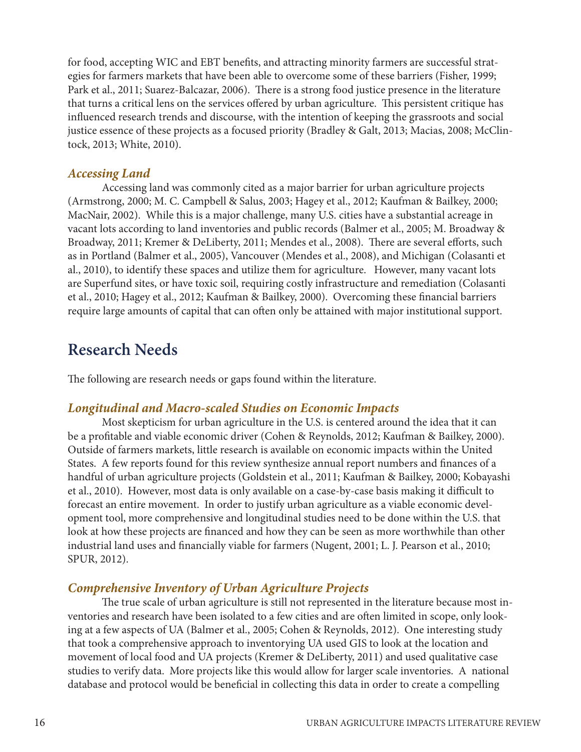for food, accepting WIC and EBT benefits, and attracting minority farmers are successful strategies for farmers markets that have been able to overcome some of these barriers (Fisher, 1999; Park et al., 2011; Suarez-Balcazar, 2006). There is a strong food justice presence in the literature that turns a critical lens on the services offered by urban agriculture. This persistent critique has influenced research trends and discourse, with the intention of keeping the grassroots and social justice essence of these projects as a focused priority (Bradley & Galt, 2013; Macias, 2008; McClintock, 2013; White, 2010).

### *Accessing Land*

Accessing land was commonly cited as a major barrier for urban agriculture projects (Armstrong, 2000; M. C. Campbell & Salus, 2003; Hagey et al., 2012; Kaufman & Bailkey, 2000; MacNair, 2002). While this is a major challenge, many U.S. cities have a substantial acreage in vacant lots according to land inventories and public records (Balmer et al., 2005; M. Broadway & Broadway, 2011; Kremer & DeLiberty, 2011; Mendes et al., 2008). There are several efforts, such as in Portland (Balmer et al., 2005), Vancouver (Mendes et al., 2008), and Michigan (Colasanti et al., 2010), to identify these spaces and utilize them for agriculture. However, many vacant lots are Superfund sites, or have toxic soil, requiring costly infrastructure and remediation (Colasanti et al., 2010; Hagey et al., 2012; Kaufman & Bailkey, 2000). Overcoming these financial barriers require large amounts of capital that can often only be attained with major institutional support.

## Research Needs

The following are research needs or gaps found within the literature.

### *Longitudinal and Macro-scaled Studies on Economic Impacts*

Most skepticism for urban agriculture in the U.S. is centered around the idea that it can be a profitable and viable economic driver (Cohen & Reynolds, 2012; Kaufman & Bailkey, 2000). Outside of farmers markets, little research is available on economic impacts within the United States. A few reports found for this review synthesize annual report numbers and finances of a handful of urban agriculture projects (Goldstein et al., 2011; Kaufman & Bailkey, 2000; Kobayashi et al., 2010). However, most data is only available on a case-by-case basis making it difficult to forecast an entire movement. In order to justify urban agriculture as a viable economic development tool, more comprehensive and longitudinal studies need to be done within the U.S. that look at how these projects are financed and how they can be seen as more worthwhile than other industrial land uses and financially viable for farmers (Nugent, 2001; L. J. Pearson et al., 2010; SPUR, 2012).

### *Comprehensive Inventory of Urban Agriculture Projects*

The true scale of urban agriculture is still not represented in the literature because most inventories and research have been isolated to a few cities and are often limited in scope, only looking at a few aspects of UA (Balmer et al., 2005; Cohen & Reynolds, 2012). One interesting study that took a comprehensive approach to inventorying UA used GIS to look at the location and movement of local food and UA projects (Kremer & DeLiberty, 2011) and used qualitative case studies to verify data. More projects like this would allow for larger scale inventories. A national database and protocol would be beneficial in collecting this data in order to create a compelling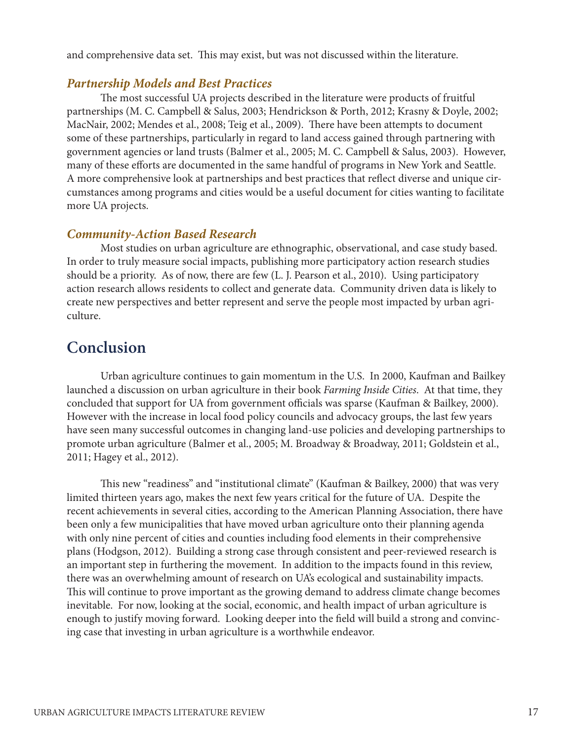and comprehensive data set. This may exist, but was not discussed within the literature.

### *Partnership Models and Best Practices*

The most successful UA projects described in the literature were products of fruitful partnerships (M. C. Campbell & Salus, 2003; Hendrickson & Porth, 2012; Krasny & Doyle, 2002; MacNair, 2002; Mendes et al., 2008; Teig et al., 2009). There have been attempts to document some of these partnerships, particularly in regard to land access gained through partnering with government agencies or land trusts (Balmer et al., 2005; M. C. Campbell & Salus, 2003). However, many of these efforts are documented in the same handful of programs in New York and Seattle. A more comprehensive look at partnerships and best practices that reflect diverse and unique circumstances among programs and cities would be a useful document for cities wanting to facilitate more UA projects.

### *Community-Action Based Research*

Most studies on urban agriculture are ethnographic, observational, and case study based. In order to truly measure social impacts, publishing more participatory action research studies should be a priority. As of now, there are few (L. J. Pearson et al., 2010). Using participatory action research allows residents to collect and generate data. Community driven data is likely to create new perspectives and better represent and serve the people most impacted by urban agriculture.

## Conclusion

Urban agriculture continues to gain momentum in the U.S. In 2000, Kaufman and Bailkey launched a discussion on urban agriculture in their book *Farming Inside Cities*. At that time, they concluded that support for UA from government officials was sparse (Kaufman & Bailkey, 2000). However with the increase in local food policy councils and advocacy groups, the last few years have seen many successful outcomes in changing land-use policies and developing partnerships to promote urban agriculture (Balmer et al., 2005; M. Broadway & Broadway, 2011; Goldstein et al., 2011; Hagey et al., 2012).

This new "readiness" and "institutional climate" (Kaufman & Bailkey, 2000) that was very limited thirteen years ago, makes the next few years critical for the future of UA. Despite the recent achievements in several cities, according to the American Planning Association, there have been only a few municipalities that have moved urban agriculture onto their planning agenda with only nine percent of cities and counties including food elements in their comprehensive plans (Hodgson, 2012). Building a strong case through consistent and peer-reviewed research is an important step in furthering the movement. In addition to the impacts found in this review, there was an overwhelming amount of research on UA's ecological and sustainability impacts. This will continue to prove important as the growing demand to address climate change becomes inevitable. For now, looking at the social, economic, and health impact of urban agriculture is enough to justify moving forward. Looking deeper into the field will build a strong and convincing case that investing in urban agriculture is a worthwhile endeavor.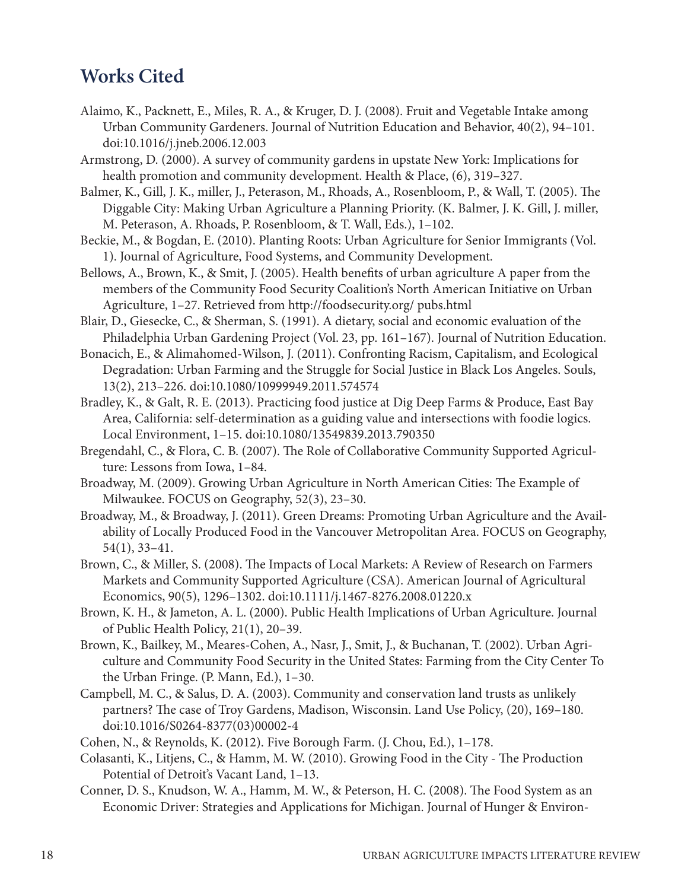## Works Cited

Alaimo, K., Packnett, E., Miles, R. A., & Kruger, D. J. (2008). Fruit and Vegetable Intake among Urban Community Gardeners. Journal of Nutrition Education and Behavior, 40(2), 94–101. doi:10.1016/j.jneb.2006.12.003

Armstrong, D. (2000). A survey of community gardens in upstate New York: Implications for health promotion and community development. Health & Place, (6), 319–327.

Balmer, K., Gill, J. K., miller, J., Peterason, M., Rhoads, A., Rosenbloom, P., & Wall, T. (2005). The Diggable City: Making Urban Agriculture a Planning Priority. (K. Balmer, J. K. Gill, J. miller, M. Peterason, A. Rhoads, P. Rosenbloom, & T. Wall, Eds.), 1–102.

Beckie, M., & Bogdan, E. (2010). Planting Roots: Urban Agriculture for Senior Immigrants (Vol. 1). Journal of Agriculture, Food Systems, and Community Development.

Bellows, A., Brown, K., & Smit, J. (2005). Health benefits of urban agriculture A paper from the members of the Community Food Security Coalition's North American Initiative on Urban Agriculture, 1–27. Retrieved from http://foodsecurity.org/ pubs.html

Blair, D., Giesecke, C., & Sherman, S. (1991). A dietary, social and economic evaluation of the Philadelphia Urban Gardening Project (Vol. 23, pp. 161–167). Journal of Nutrition Education.

Bonacich, E., & Alimahomed-Wilson, J. (2011). Confronting Racism, Capitalism, and Ecological Degradation: Urban Farming and the Struggle for Social Justice in Black Los Angeles. Souls, 13(2), 213–226. doi:10.1080/10999949.2011.574574

Bradley, K., & Galt, R. E. (2013). Practicing food justice at Dig Deep Farms & Produce, East Bay Area, California: self-determination as a guiding value and intersections with foodie logics. Local Environment, 1–15. doi:10.1080/13549839.2013.790350

Bregendahl, C., & Flora, C. B. (2007). The Role of Collaborative Community Supported Agriculture: Lessons from Iowa, 1–84.

Broadway, M. (2009). Growing Urban Agriculture in North American Cities: The Example of Milwaukee. FOCUS on Geography, 52(3), 23–30.

Broadway, M., & Broadway, J. (2011). Green Dreams: Promoting Urban Agriculture and the Availability of Locally Produced Food in the Vancouver Metropolitan Area. FOCUS on Geography, 54(1), 33–41.

Brown, C., & Miller, S. (2008). The Impacts of Local Markets: A Review of Research on Farmers Markets and Community Supported Agriculture (CSA). American Journal of Agricultural Economics, 90(5), 1296–1302. doi:10.1111/j.1467-8276.2008.01220.x

Brown, K. H., & Jameton, A. L. (2000). Public Health Implications of Urban Agriculture. Journal of Public Health Policy, 21(1), 20–39.

Brown, K., Bailkey, M., Meares-Cohen, A., Nasr, J., Smit, J., & Buchanan, T. (2002). Urban Agriculture and Community Food Security in the United States: Farming from the City Center To the Urban Fringe. (P. Mann, Ed.), 1–30.

Campbell, M. C., & Salus, D. A. (2003). Community and conservation land trusts as unlikely partners? The case of Troy Gardens, Madison, Wisconsin. Land Use Policy, (20), 169–180. doi:10.1016/S0264-8377(03)00002-4

Cohen, N., & Reynolds, K. (2012). Five Borough Farm. (J. Chou, Ed.), 1–178.

Colasanti, K., Litjens, C., & Hamm, M. W. (2010). Growing Food in the City - The Production Potential of Detroit's Vacant Land, 1–13.

Conner, D. S., Knudson, W. A., Hamm, M. W., & Peterson, H. C. (2008). The Food System as an Economic Driver: Strategies and Applications for Michigan. Journal of Hunger & Environ-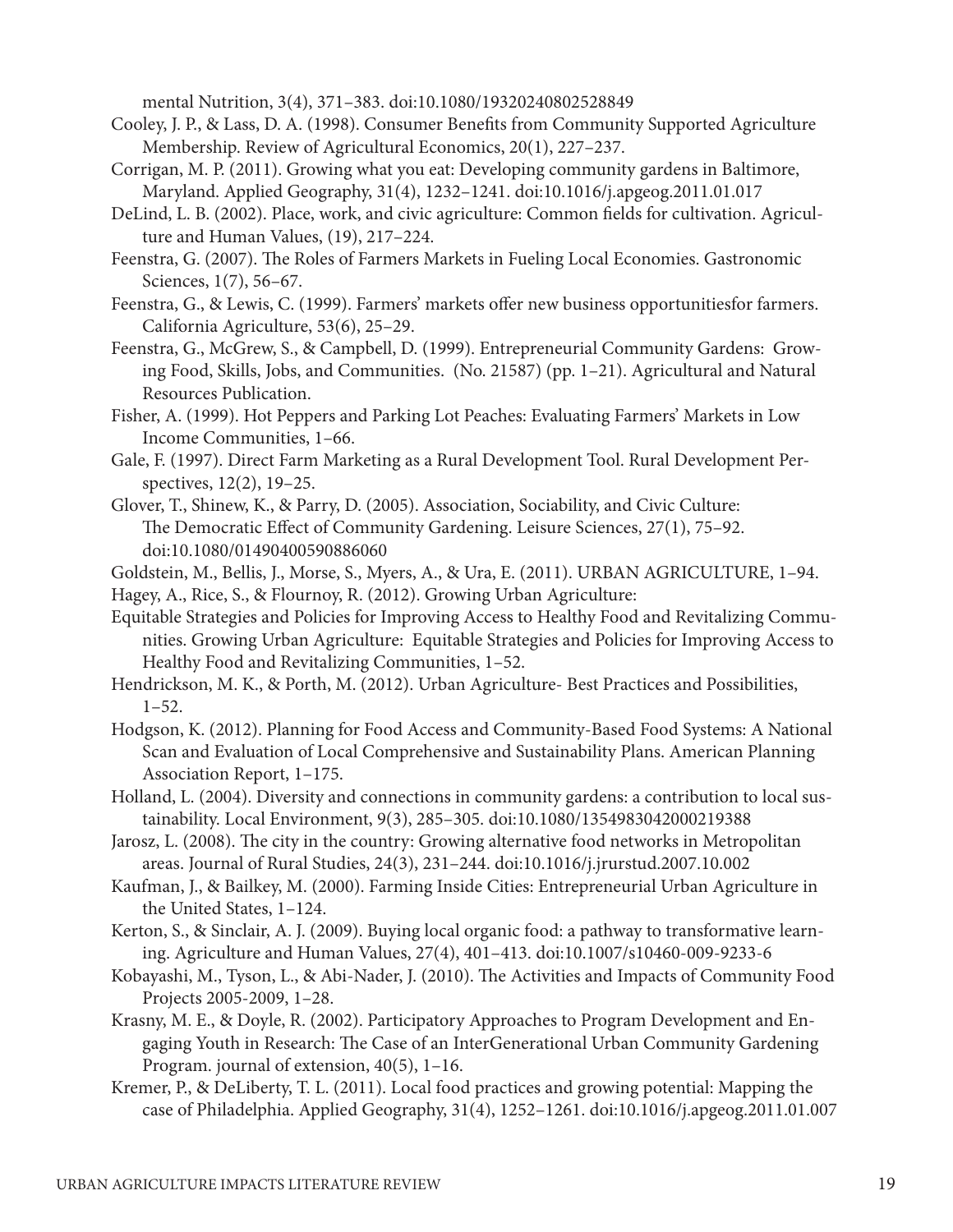mental Nutrition, 3(4), 371–383. doi:10.1080/19320240802528849

Cooley, J. P., & Lass, D. A. (1998). Consumer Benefits from Community Supported Agriculture Membership. Review of Agricultural Economics, 20(1), 227–237.

Corrigan, M. P. (2011). Growing what you eat: Developing community gardens in Baltimore, Maryland. Applied Geography, 31(4), 1232–1241. doi:10.1016/j.apgeog.2011.01.017

DeLind, L. B. (2002). Place, work, and civic agriculture: Common fields for cultivation. Agriculture and Human Values, (19), 217–224.

Feenstra, G. (2007). The Roles of Farmers Markets in Fueling Local Economies. Gastronomic Sciences, 1(7), 56–67.

Feenstra, G., & Lewis, C. (1999). Farmers' markets offer new business opportunitiesfor farmers. California Agriculture, 53(6), 25–29.

Feenstra, G., McGrew, S., & Campbell, D. (1999). Entrepreneurial Community Gardens: Growing Food, Skills, Jobs, and Communities. (No. 21587) (pp. 1–21). Agricultural and Natural Resources Publication.

Fisher, A. (1999). Hot Peppers and Parking Lot Peaches: Evaluating Farmers' Markets in Low Income Communities, 1–66.

Gale, F. (1997). Direct Farm Marketing as a Rural Development Tool. Rural Development Perspectives, 12(2), 19–25.

Glover, T., Shinew, K., & Parry, D. (2005). Association, Sociability, and Civic Culture: The Democratic Effect of Community Gardening. Leisure Sciences, 27(1), 75–92. doi:10.1080/01490400590886060

Goldstein, M., Bellis, J., Morse, S., Myers, A., & Ura, E. (2011). URBAN AGRICULTURE, 1–94.

Hagey, A., Rice, S., & Flournoy, R. (2012). Growing Urban Agriculture:

Equitable Strategies and Policies for Improving Access to Healthy Food and Revitalizing Communities. Growing Urban Agriculture: Equitable Strategies and Policies for Improving Access to Healthy Food and Revitalizing Communities, 1–52.

Hendrickson, M. K., & Porth, M. (2012). Urban Agriculture- Best Practices and Possibilities, 1–52.

Hodgson, K. (2012). Planning for Food Access and Community-Based Food Systems: A National Scan and Evaluation of Local Comprehensive and Sustainability Plans. American Planning Association Report, 1–175.

Holland, L. (2004). Diversity and connections in community gardens: a contribution to local sustainability. Local Environment, 9(3), 285–305. doi:10.1080/1354983042000219388

Jarosz, L. (2008). The city in the country: Growing alternative food networks in Metropolitan areas. Journal of Rural Studies, 24(3), 231–244. doi:10.1016/j.jrurstud.2007.10.002

Kaufman, J., & Bailkey, M. (2000). Farming Inside Cities: Entrepreneurial Urban Agriculture in the United States, 1–124.

Kerton, S., & Sinclair, A. J. (2009). Buying local organic food: a pathway to transformative learning. Agriculture and Human Values, 27(4), 401–413. doi:10.1007/s10460-009-9233-6

Kobayashi, M., Tyson, L., & Abi-Nader, J. (2010). The Activities and Impacts of Community Food Projects 2005-2009, 1–28.

Krasny, M. E., & Doyle, R. (2002). Participatory Approaches to Program Development and Engaging Youth in Research: The Case of an InterGenerational Urban Community Gardening Program. journal of extension, 40(5), 1–16.

Kremer, P., & DeLiberty, T. L. (2011). Local food practices and growing potential: Mapping the case of Philadelphia. Applied Geography, 31(4), 1252–1261. doi:10.1016/j.apgeog.2011.01.007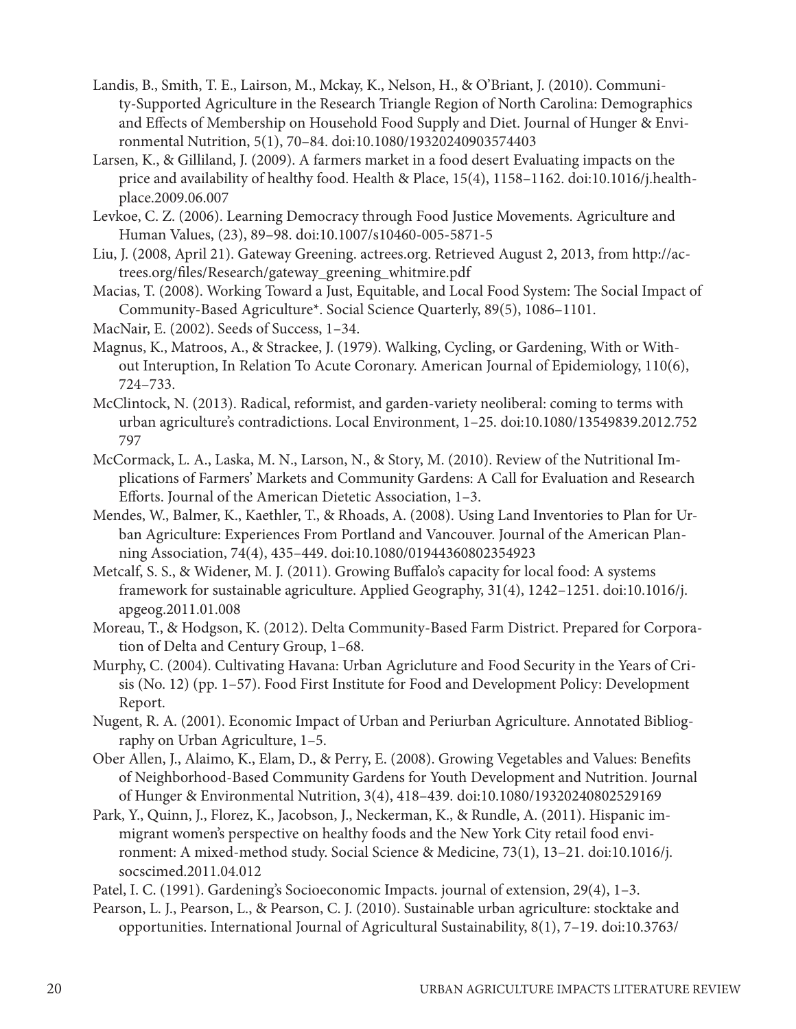Landis, B., Smith, T. E., Lairson, M., Mckay, K., Nelson, H., & O'Briant, J. (2010). Community-Supported Agriculture in the Research Triangle Region of North Carolina: Demographics and Effects of Membership on Household Food Supply and Diet. Journal of Hunger & Environmental Nutrition, 5(1), 70–84. doi:10.1080/19320240903574403

Larsen, K., & Gilliland, J. (2009). A farmers market in a food desert Evaluating impacts on the price and availability of healthy food. Health & Place, 15(4), 1158–1162. doi:10.1016/j.healthplace.2009.06.007

Levkoe, C. Z. (2006). Learning Democracy through Food Justice Movements. Agriculture and Human Values, (23), 89–98. doi:10.1007/s10460-005-5871-5

Liu, J. (2008, April 21). Gateway Greening. actrees.org. Retrieved August 2, 2013, from http://actrees.org/files/Research/gateway_greening_whitmire.pdf

Macias, T. (2008). Working Toward a Just, Equitable, and Local Food System: The Social Impact of Community-Based Agriculture*. Social Science Quarterly, 89(5), 1086–1101.

MacNair, E. (2002). Seeds of Success, 1–34.

Magnus, K., Matroos, A., & Strackee, J. (1979). Walking, Cycling, or Gardening, With or Without Interuption, In Relation To Acute Coronary. American Journal of Epidemiology, 110(6), 724–733.

McClintock, N. (2013). Radical, reformist, and garden-variety neoliberal: coming to terms with urban agriculture's contradictions. Local Environment, 1–25. doi:10.1080/13549839.2012.752797

McCormack, L. A., Laska, M. N., Larson, N., & Story, M. (2010). Review of the Nutritional Implications of Farmers' Markets and Community Gardens: A Call for Evaluation and Research Efforts. Journal of the American Dietetic Association, 1–3.

Mendes, W., Balmer, K., Kaethler, T., & Rhoads, A. (2008). Using Land Inventories to Plan for Urban Agriculture: Experiences From Portland and Vancouver. Journal of the American Planning Association, 74(4), 435–449. doi:10.1080/01944360802354923

Metcalf, S. S., & Widener, M. J. (2011). Growing Buffalo's capacity for local food: A systems framework for sustainable agriculture. Applied Geography, 31(4), 1242–1251. doi:10.1016/j.apgeog.2011.01.008

Moreau, T., & Hodgson, K. (2012). Delta Community-Based Farm District. Prepared for Corporation of Delta and Century Group, 1–68.

Murphy, C. (2004). Cultivating Havana: Urban Agricluture and Food Security in the Years of Crisis (No. 12) (pp. 1–57). Food First Institute for Food and Development Policy: Development Report.

Nugent, R. A. (2001). Economic Impact of Urban and Periurban Agriculture. Annotated Bibliography on Urban Agriculture, 1–5.

Ober Allen, J., Alaimo, K., Elam, D., & Perry, E. (2008). Growing Vegetables and Values: Benefits of Neighborhood-Based Community Gardens for Youth Development and Nutrition. Journal of Hunger & Environmental Nutrition, 3(4), 418–439. doi:10.1080/19320240802529169

Park, Y., Quinn, J., Florez, K., Jacobson, J., Neckerman, K., & Rundle, A. (2011). Hispanic immigrant women's perspective on healthy foods and the New York City retail food environment: A mixed-method study. Social Science & Medicine, 73(1), 13–21. doi:10.1016/j.socscimed.2011.04.012

Patel, I. C. (1991). Gardening's Socioeconomic Impacts. journal of extension, 29(4), 1–3.

Pearson, L. J., Pearson, L., & Pearson, C. J. (2010). Sustainable urban agriculture: stocktake and opportunities. International Journal of Agricultural Sustainability, 8(1), 7–19. doi:10.3763/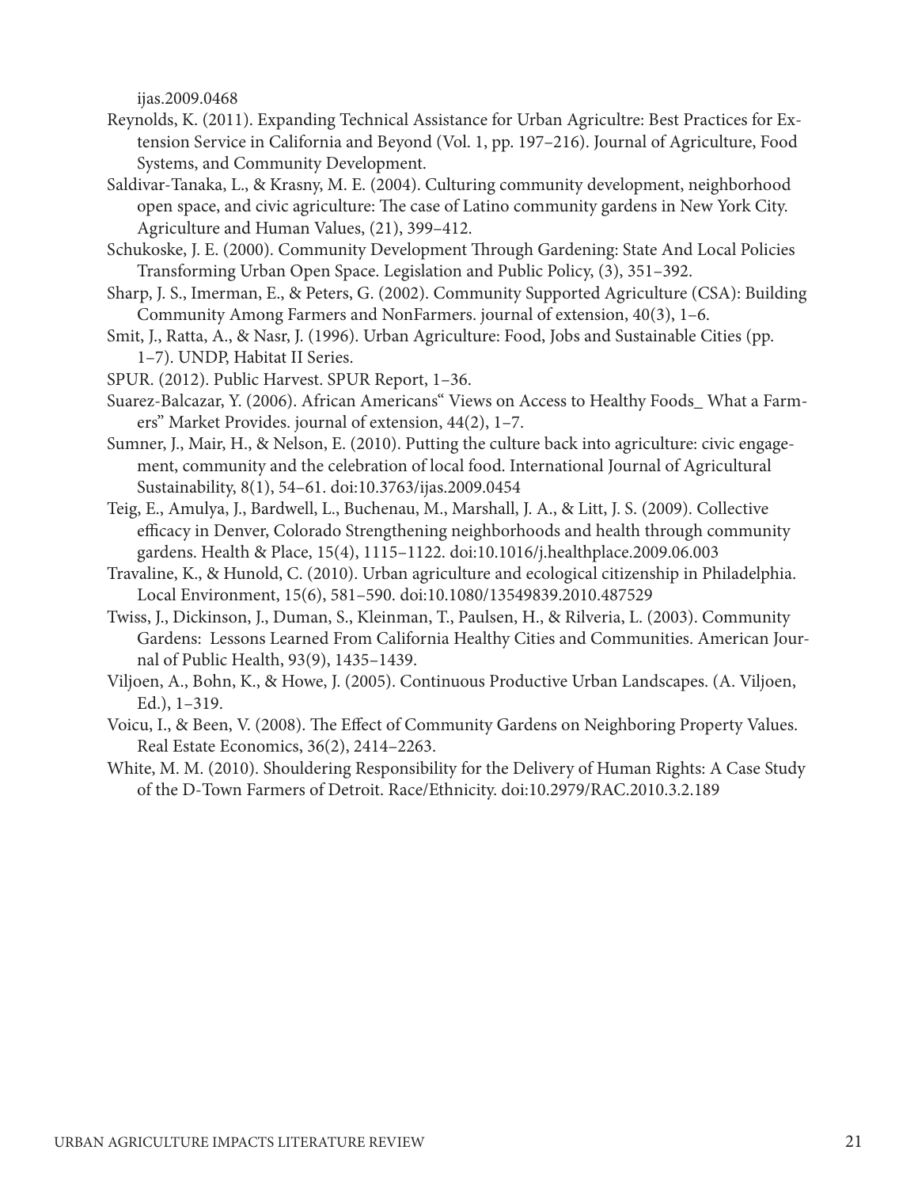ijas.2009.0468

Reynolds, K. (2011). Expanding Technical Assistance for Urban Agricultre: Best Practices for Extension Service in California and Beyond (Vol. 1, pp. 197–216). Journal of Agriculture, Food Systems, and Community Development.

Saldivar-Tanaka, L., & Krasny, M. E. (2004). Culturing community development, neighborhood open space, and civic agriculture: The case of Latino community gardens in New York City. Agriculture and Human Values, (21), 399–412.

Schukoske, J. E. (2000). Community Development Through Gardening: State And Local Policies Transforming Urban Open Space. Legislation and Public Policy, (3), 351–392.

Sharp, J. S., Imerman, E., & Peters, G. (2002). Community Supported Agriculture (CSA): Building Community Among Farmers and NonFarmers. journal of extension, 40(3), 1–6.

Smit, J., Ratta, A., & Nasr, J. (1996). Urban Agriculture: Food, Jobs and Sustainable Cities (pp. 1–7). UNDP, Habitat II Series.

SPUR. (2012). Public Harvest. SPUR Report, 1–36.

Suarez-Balcazar, Y. (2006). African Americans" Views on Access to Healthy Foods_ What a Farmers" Market Provides. journal of extension, 44(2), 1–7.

Sumner, J., Mair, H., & Nelson, E. (2010). Putting the culture back into agriculture: civic engagement, community and the celebration of local food. International Journal of Agricultural Sustainability, 8(1), 54–61. doi:10.3763/ijas.2009.0454

Teig, E., Amulya, J., Bardwell, L., Buchenau, M., Marshall, J. A., & Litt, J. S. (2009). Collective efficacy in Denver, Colorado Strengthening neighborhoods and health through community gardens. Health & Place, 15(4), 1115–1122. doi:10.1016/j.healthplace.2009.06.003

Travaline, K., & Hunold, C. (2010). Urban agriculture and ecological citizenship in Philadelphia. Local Environment, 15(6), 581–590. doi:10.1080/13549839.2010.487529

Twiss, J., Dickinson, J., Duman, S., Kleinman, T., Paulsen, H., & Rilveria, L. (2003). Community Gardens: Lessons Learned From California Healthy Cities and Communities. American Journal of Public Health, 93(9), 1435–1439.

Viljoen, A., Bohn, K., & Howe, J. (2005). Continuous Productive Urban Landscapes. (A. Viljoen, Ed.), 1–319.

Voicu, I., & Been, V. (2008). The Effect of Community Gardens on Neighboring Property Values. Real Estate Economics, 36(2), 2414–2263.

White, M. M. (2010). Shouldering Responsibility for the Delivery of Human Rights: A Case Study of the D-Town Farmers of Detroit. Race/Ethnicity. doi:10.2979/RAC.2010.3.2.189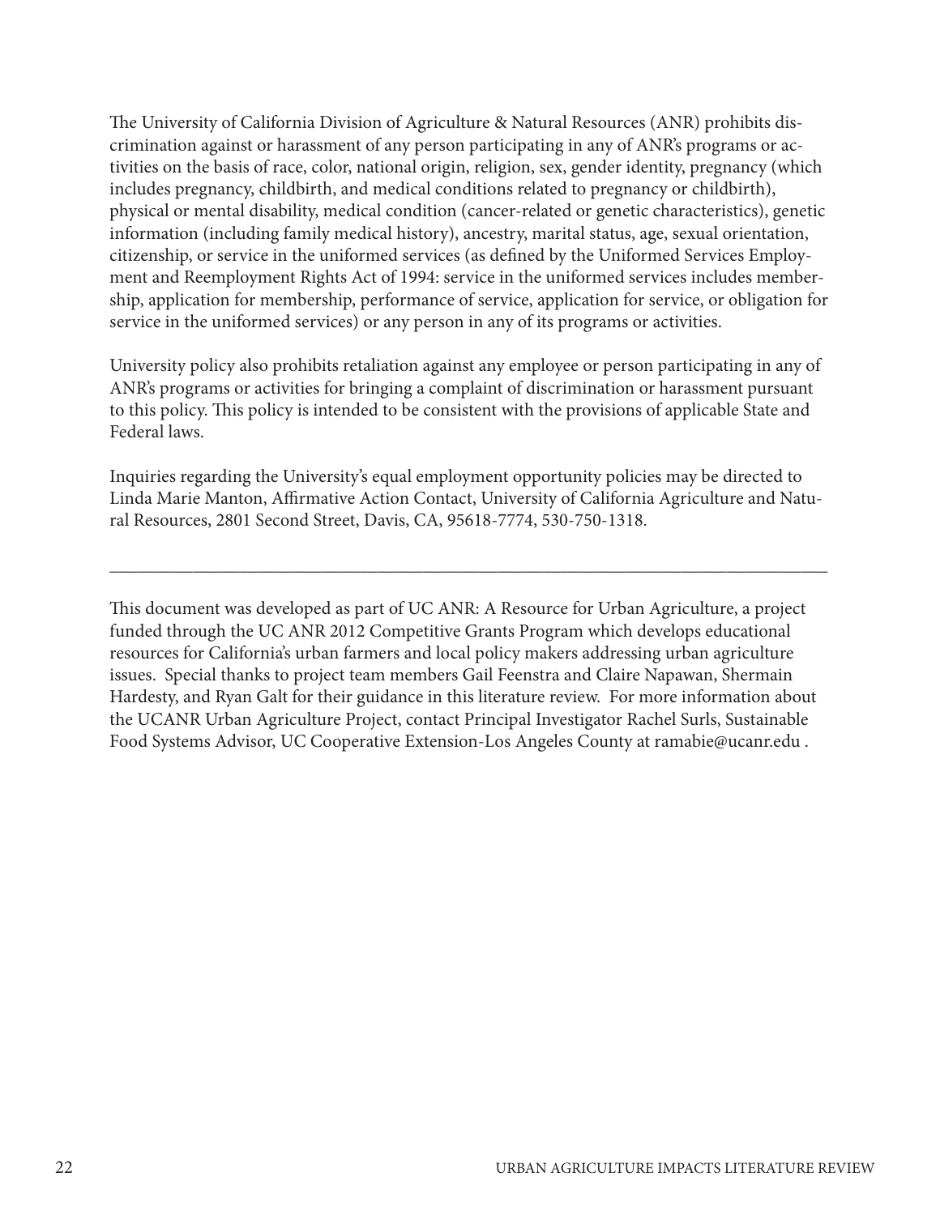The University of California Division of Agriculture & Natural Resources (ANR) prohibits discrimination against or harassment of any person participating in any of ANR's programs or activities on the basis of race, color, national origin, religion, sex, gender identity, pregnancy (which includes pregnancy, childbirth, and medical conditions related to pregnancy or childbirth), physical or mental disability, medical condition (cancer-related or genetic characteristics), genetic information (including family medical history), ancestry, marital status, age, sexual orientation, citizenship, or service in the uniformed services (as defined by the Uniformed Services Employment and Reemployment Rights Act of 1994: service in the uniformed services includes membership, application for membership, performance of service, application for service, or obligation for service in the uniformed services) or any person in any of its programs or activities.

University policy also prohibits retaliation against any employee or person participating in any of ANR's programs or activities for bringing a complaint of discrimination or harassment pursuant to this policy. This policy is intended to be consistent with the provisions of applicable State and Federal laws.

Inquiries regarding the University's equal employment opportunity policies may be directed to Linda Marie Manton, Affirmative Action Contact, University of California Agriculture and Natural Resources, 2801 Second Street, Davis, CA, 95618-7774, 530-750-1318.

---

This document was developed as part of UC ANR: A Resource for Urban Agriculture, a project funded through the UC ANR 2012 Competitive Grants Program which develops educational resources for California's urban farmers and local policy makers addressing urban agriculture issues. Special thanks to project team members Gail Feenstra and Claire Napawan, Shermain Hardesty, and Ryan Galt for their guidance in this literature review. For more information about the UCANR Urban Agriculture Project, contact Principal Investigator Rachel Surls, Sustainable Food Systems Advisor, UC Cooperative Extension-Los Angeles County at ramabie@ucanr.edu .